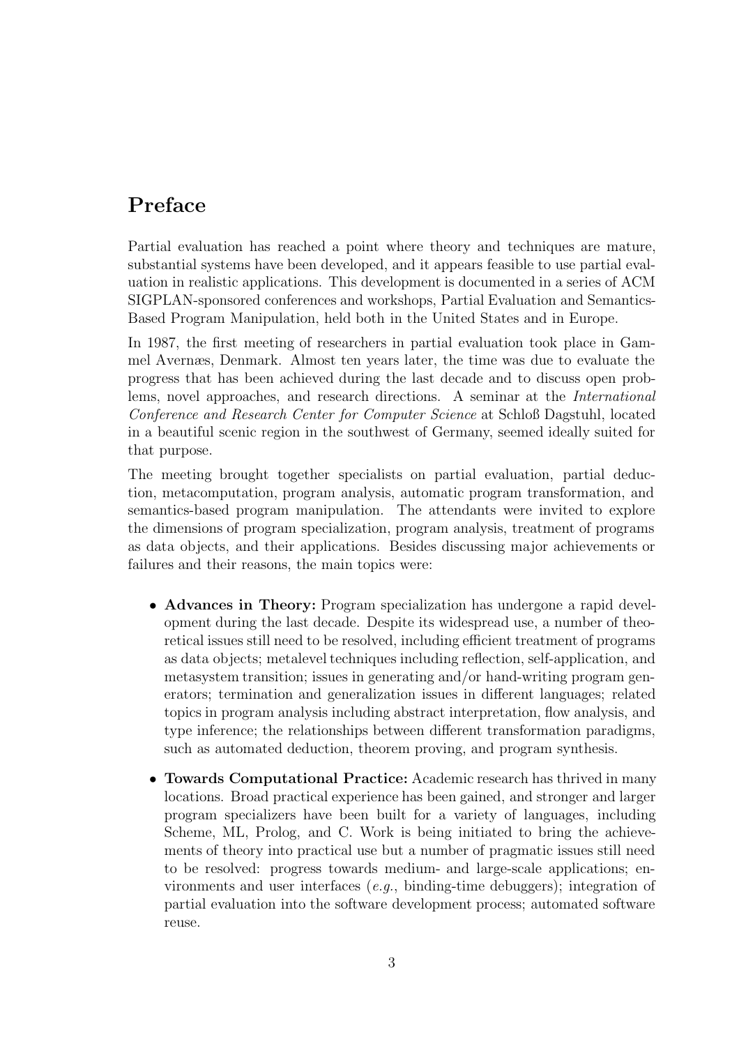# Preface

Partial evaluation has reached a point where theory and techniques are mature, substantial systems have been developed, and it appears feasible to use partial evaluation in realistic applications. This development is documented in a series of ACM SIGPLAN-sponsored conferences and workshops, Partial Evaluation and Semantics-Based Program Manipulation, held both in the United States and in Europe.

In 1987, the first meeting of researchers in partial evaluation took place in Gammel Avernæs, Denmark. Almost ten years later, the time was due to evaluate the progress that has been achieved during the last decade and to discuss open problems, novel approaches, and research directions. A seminar at the *International Conference and Research Center for Computer Science* at Schloß Dagstuhl, located in a beautiful scenic region in the southwest of Germany, seemed ideally suited for that purpose.

The meeting brought together specialists on partial evaluation, partial deduction, metacomputation, program analysis, automatic program transformation, and semantics-based program manipulation. The attendants were invited to explore the dimensions of program specialization, program analysis, treatment of programs as data objects, and their applications. Besides discussing major achievements or failures and their reasons, the main topics were:

- **Advances in Theory:** Program specialization has undergone a rapid development during the last decade. Despite its widespread use, a number of theoretical issues still need to be resolved, including efficient treatment of programs as data objects; metalevel techniques including reflection, self-application, and metasystem transition; issues in generating and/or hand-writing program generators; termination and generalization issues in different languages; related topics in program analysis including abstract interpretation, flow analysis, and type inference; the relationships between different transformation paradigms, such as automated deduction, theorem proving, and program synthesis.

- **Towards Computational Practice:** Academic research has thrived in many locations. Broad practical experience has been gained, and stronger and larger program specializers have been built for a variety of languages, including Scheme, ML, Prolog, and C. Work is being initiated to bring the achievements of theory into practical use but a number of pragmatic issues still need to be resolved: progress towards medium- and large-scale applications; environments and user interfaces (*e.g.*, binding-time debuggers); integration of partial evaluation into the software development process; automated software reuse.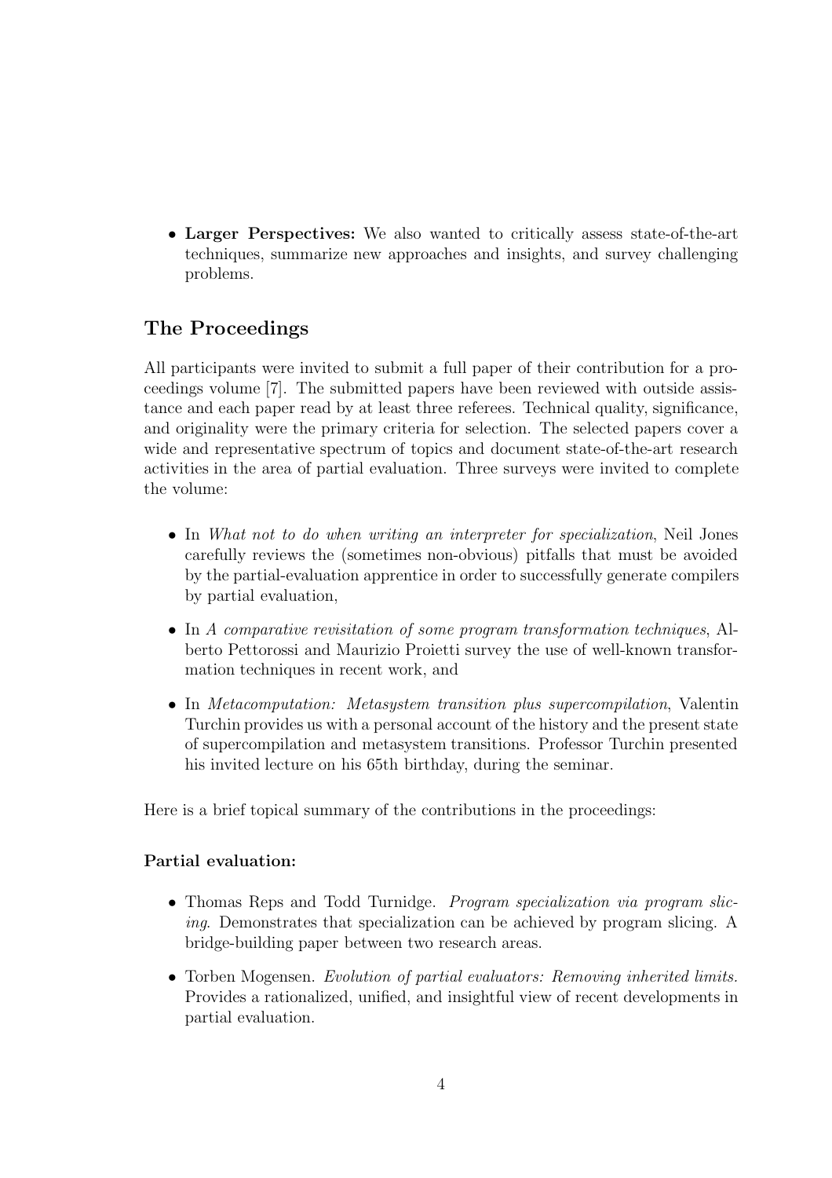- **Larger Perspectives:** We also wanted to critically assess state-of-the-art techniques, summarize new approaches and insights, and survey challenging problems.

## The Proceedings

All participants were invited to submit a full paper of their contribution for a proceedings volume [7]. The submitted papers have been reviewed with outside assistance and each paper read by at least three referees. Technical quality, significance, and originality were the primary criteria for selection. The selected papers cover a wide and representative spectrum of topics and document state-of-the-art research activities in the area of partial evaluation. Three surveys were invited to complete the volume:

- In *What not to do when writing an interpreter for specialization*, Neil Jones carefully reviews the (sometimes non-obvious) pitfalls that must be avoided by the partial-evaluation apprentice in order to successfully generate compilers by partial evaluation,
- In *A comparative revisitation of some program transformation techniques*, Alberto Pettorossi and Maurizio Proietti survey the use of well-known transformation techniques in recent work, and
- In *Metacomputation: Metasystem transition plus supercompilation*, Valentin Turchin provides us with a personal account of the history and the present state of supercompilation and metasystem transitions. Professor Turchin presented his invited lecture on his 65th birthday, during the seminar.

Here is a brief topical summary of the contributions in the proceedings:

### Partial evaluation:

- Thomas Reps and Todd Turnidge. *Program specialization via program slicing*. Demonstrates that specialization can be achieved by program slicing. A bridge-building paper between two research areas.
- Torben Mogensen. *Evolution of partial evaluators: Removing inherited limits.* Provides a rationalized, unified, and insightful view of recent developments in partial evaluation.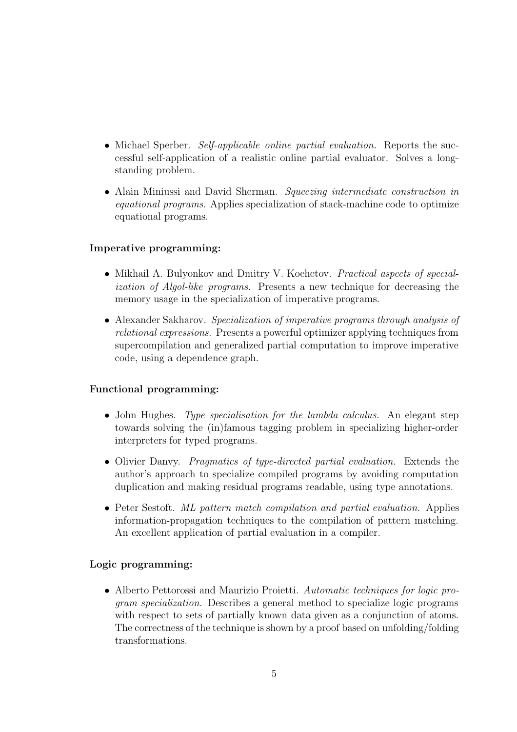- Michael Sperber. *Self-applicable online partial evaluation.* Reports the successful self-application of a realistic online partial evaluator. Solves a long-standing problem.

- Alain Miniussi and David Sherman. *Squeezing intermediate construction in equational programs.* Applies specialization of stack-machine code to optimize equational programs.

**Imperative programming:**

- Mikhail A. Bulyonkov and Dmitry V. Kochetov. *Practical aspects of specialization of Algol-like programs.* Presents a new technique for decreasing the memory usage in the specialization of imperative programs.

- Alexander Sakharov. *Specialization of imperative programs through analysis of relational expressions.* Presents a powerful optimizer applying techniques from supercompilation and generalized partial computation to improve imperative code, using a dependence graph.

**Functional programming:**

- John Hughes. *Type specialisation for the lambda calculus.* An elegant step towards solving the (in)famous tagging problem in specializing higher-order interpreters for typed programs.

- Olivier Danvy. *Pragmatics of type-directed partial evaluation.* Extends the author's approach to specialize compiled programs by avoiding computation duplication and making residual programs readable, using type annotations.

- Peter Sestoft. *ML pattern match compilation and partial evaluation.* Applies information-propagation techniques to the compilation of pattern matching. An excellent application of partial evaluation in a compiler.

**Logic programming:**

- Alberto Pettorossi and Maurizio Proietti. *Automatic techniques for logic program specialization.* Describes a general method to specialize logic programs with respect to sets of partially known data given as a conjunction of atoms. The correctness of the technique is shown by a proof based on unfolding/folding transformations.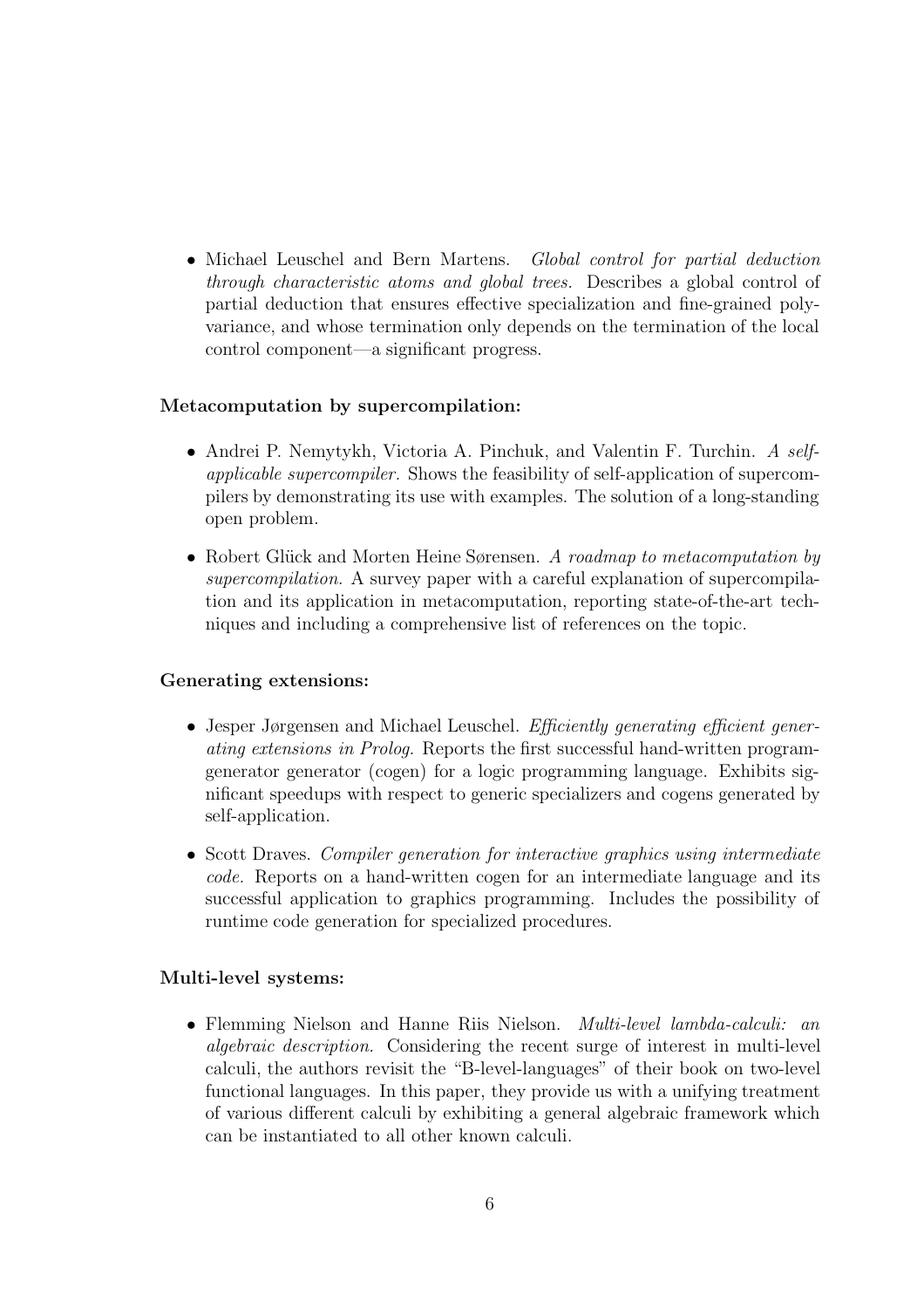- Michael Leuschel and Bern Martens. *Global control for partial deduction through characteristic atoms and global trees.* Describes a global control of partial deduction that ensures effective specialization and fine-grained polyvariance, and whose termination only depends on the termination of the local control component—a significant progress.

**Metacomputation by supercompilation:**

- Andrei P. Nemytykh, Victoria A. Pinchuk, and Valentin F. Turchin. *A self-applicable supercompiler.* Shows the feasibility of self-application of supercompilers by demonstrating its use with examples. The solution of a long-standing open problem.
- Robert Glück and Morten Heine Sørensen. *A roadmap to metacomputation by supercompilation.* A survey paper with a careful explanation of supercompilation and its application in metacomputation, reporting state-of-the-art techniques and including a comprehensive list of references on the topic.

**Generating extensions:**

- Jesper Jørgensen and Michael Leuschel. *Efficiently generating efficient generating extensions in Prolog.* Reports the first successful hand-written program-generator generator (cogen) for a logic programming language. Exhibits significant speedups with respect to generic specializers and cogens generated by self-application.
- Scott Draves. *Compiler generation for interactive graphics using intermediate code.* Reports on a hand-written cogen for an intermediate language and its successful application to graphics programming. Includes the possibility of runtime code generation for specialized procedures.

**Multi-level systems:**

- Flemming Nielson and Hanne Riis Nielson. *Multi-level lambda-calculi: an algebraic description.* Considering the recent surge of interest in multi-level calculi, the authors revisit the "B-level-languages" of their book on two-level functional languages. In this paper, they provide us with a unifying treatment of various different calculi by exhibiting a general algebraic framework which can be instantiated to all other known calculi.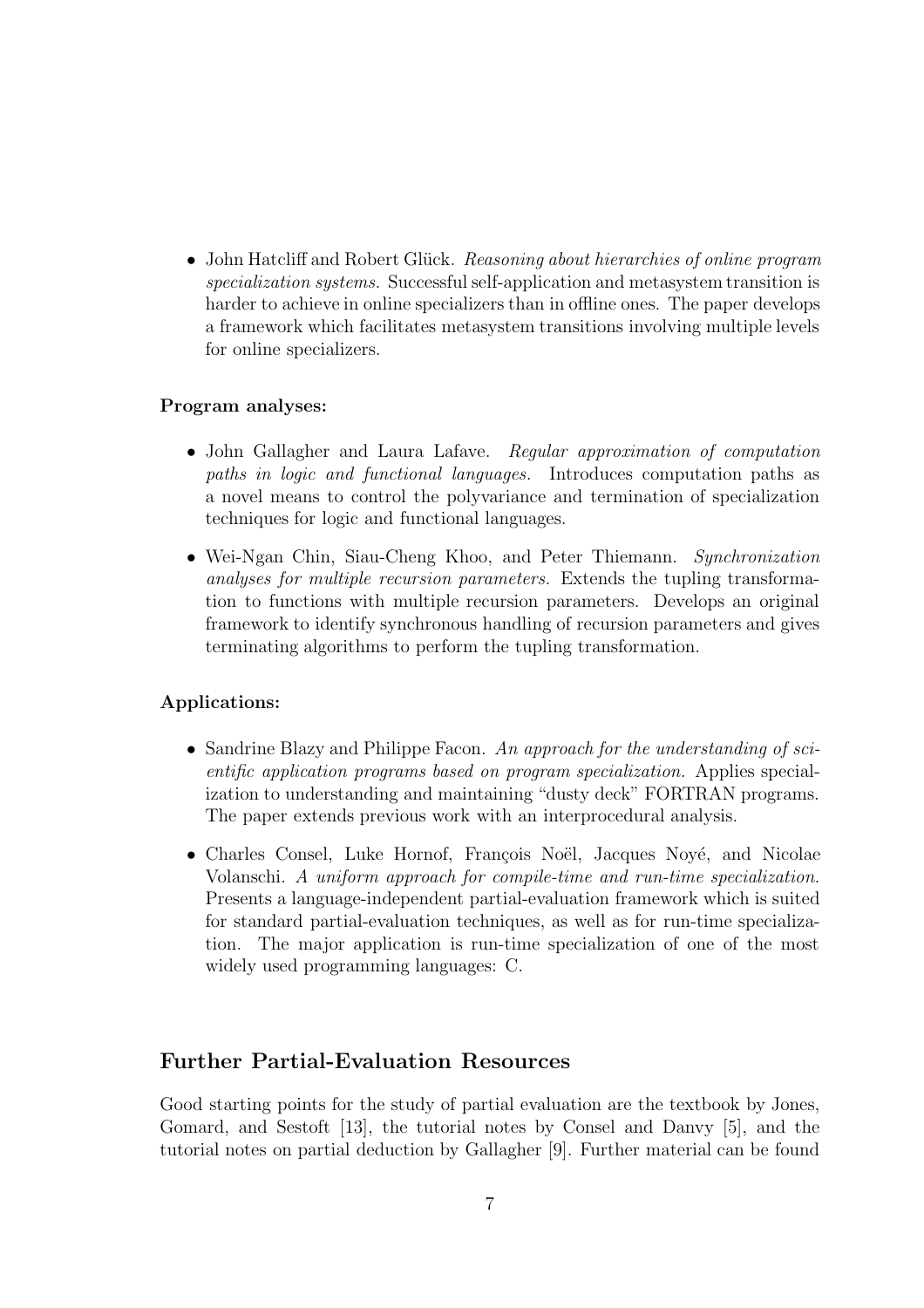- John Hatcliff and Robert Glück. *Reasoning about hierarchies of online program specialization systems.* Successful self-application and metasystem transition is harder to achieve in online specializers than in offline ones. The paper develops a framework which facilitates metasystem transitions involving multiple levels for online specializers.

**Program analyses:**

- John Gallagher and Laura Lafave. *Regular approximation of computation paths in logic and functional languages.* Introduces computation paths as a novel means to control the polyvariance and termination of specialization techniques for logic and functional languages.
- Wei-Ngan Chin, Siau-Cheng Khoo, and Peter Thiemann. *Synchronization analyses for multiple recursion parameters.* Extends the tupling transformation to functions with multiple recursion parameters. Develops an original framework to identify synchronous handling of recursion parameters and gives terminating algorithms to perform the tupling transformation.

**Applications:**

- Sandrine Blazy and Philippe Facon. *An approach for the understanding of scientific application programs based on program specialization.* Applies specialization to understanding and maintaining "dusty deck" FORTRAN programs. The paper extends previous work with an interprocedural analysis.
- Charles Consel, Luke Hornof, François Noël, Jacques Noyé, and Nicolae Volanschi. *A uniform approach for compile-time and run-time specialization.* Presents a language-independent partial-evaluation framework which is suited for standard partial-evaluation techniques, as well as for run-time specialization. The major application is run-time specialization of one of the most widely used programming languages: C.

## Further Partial-Evaluation Resources

Good starting points for the study of partial evaluation are the textbook by Jones, Gomard, and Sestoft [13], the tutorial notes by Consel and Danvy [5], and the tutorial notes on partial deduction by Gallagher [9]. Further material can be found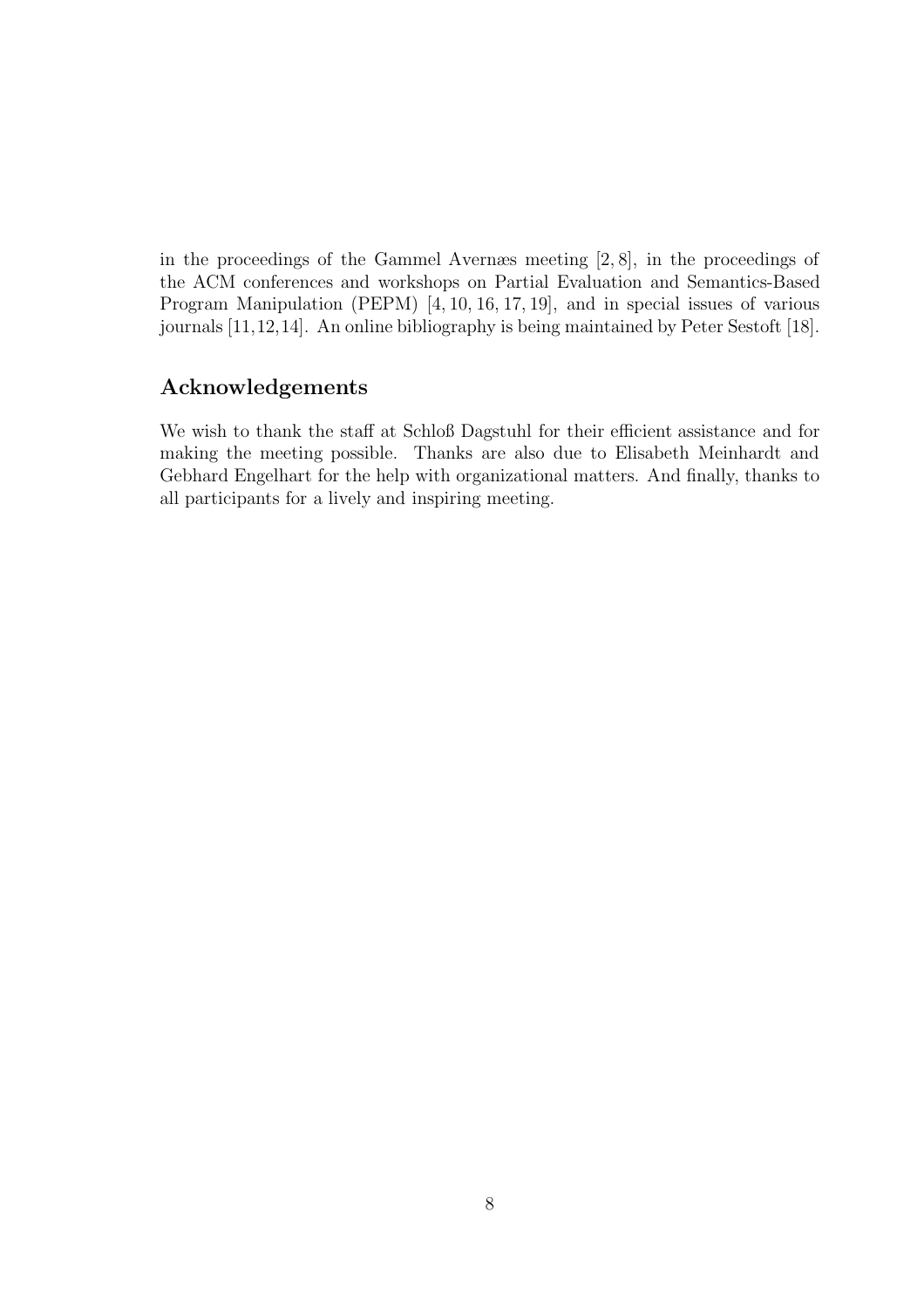in the proceedings of the Gammel Avernæs meeting [2, 8], in the proceedings of the ACM conferences and workshops on Partial Evaluation and Semantics-Based Program Manipulation (PEPM) [4, 10, 16, 17, 19], and in special issues of various journals [11,12,14]. An online bibliography is being maintained by Peter Sestoft [18].

## Acknowledgements

We wish to thank the staff at Schloß Dagstuhl for their efficient assistance and for making the meeting possible. Thanks are also due to Elisabeth Meinhardt and Gebhard Engelhart for the help with organizational matters. And finally, thanks to all participants for a lively and inspiring meeting.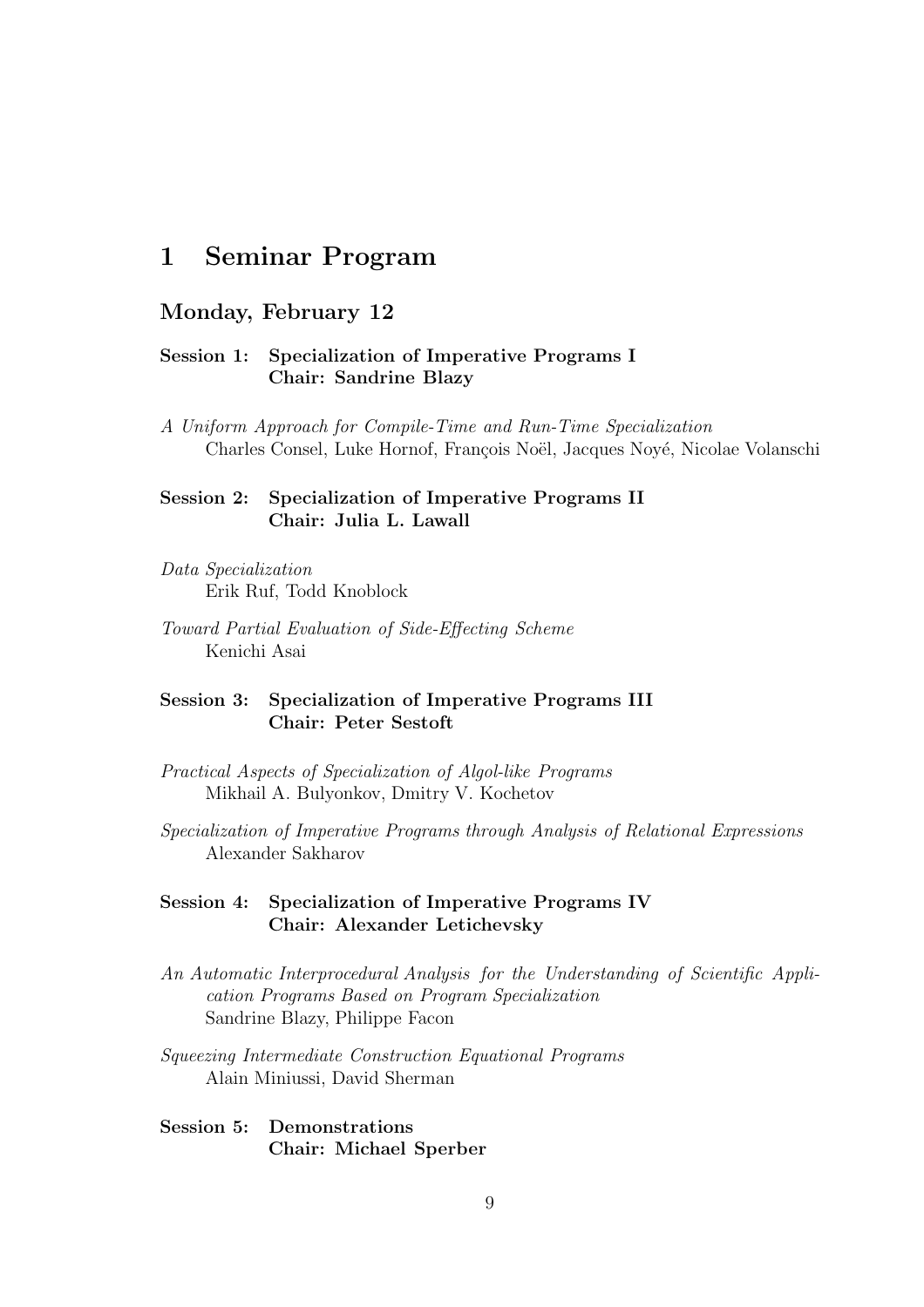# 1 Seminar Program

## Monday, February 12

**Session 1: Specialization of Imperative Programs I**
**Chair: Sandrine Blazy**

*A Uniform Approach for Compile-Time and Run-Time Specialization*
Charles Consel, Luke Hornof, François Noël, Jacques Noyé, Nicolae Volanschi

**Session 2: Specialization of Imperative Programs II**
**Chair: Julia L. Lawall**

*Data Specialization*
Erik Ruf, Todd Knoblock

*Toward Partial Evaluation of Side-Effecting Scheme*
Kenichi Asai

**Session 3: Specialization of Imperative Programs III**
**Chair: Peter Sestoft**

*Practical Aspects of Specialization of Algol-like Programs*
Mikhail A. Bulyonkov, Dmitry V. Kochetov

*Specialization of Imperative Programs through Analysis of Relational Expressions*
Alexander Sakharov

**Session 4: Specialization of Imperative Programs IV**
**Chair: Alexander Letichevsky**

*An Automatic Interprocedural Analysis for the Understanding of Scientific Application Programs Based on Program Specialization*
Sandrine Blazy, Philippe Facon

*Squeezing Intermediate Construction Equational Programs*
Alain Miniussi, David Sherman

**Session 5: Demonstrations**
**Chair: Michael Sperber**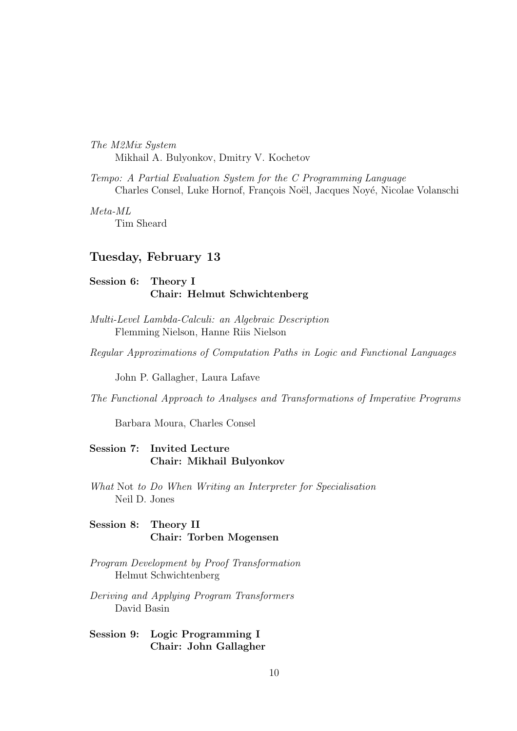*The M2Mix System*
Mikhail A. Bulyonkov, Dmitry V. Kochetov

*Tempo: A Partial Evaluation System for the C Programming Language*
Charles Consel, Luke Hornof, François Noël, Jacques Noyé, Nicolae Volanschi

*Meta-ML*
Tim Sheard

## Tuesday, February 13

**Session 6: Theory I**
**Chair: Helmut Schwichtenberg**

*Multi-Level Lambda-Calculi: an Algebraic Description*
Flemming Nielson, Hanne Riis Nielson

*Regular Approximations of Computation Paths in Logic and Functional Languages*
John P. Gallagher, Laura Lafave

*The Functional Approach to Analyses and Transformations of Imperative Programs*
Barbara Moura, Charles Consel

**Session 7: Invited Lecture**
**Chair: Mikhail Bulyonkov**

*What* Not *to Do When Writing an Interpreter for Specialisation*
Neil D. Jones

**Session 8: Theory II**
**Chair: Torben Mogensen**

*Program Development by Proof Transformation*
Helmut Schwichtenberg

*Deriving and Applying Program Transformers*
David Basin

**Session 9: Logic Programming I**
**Chair: John Gallagher**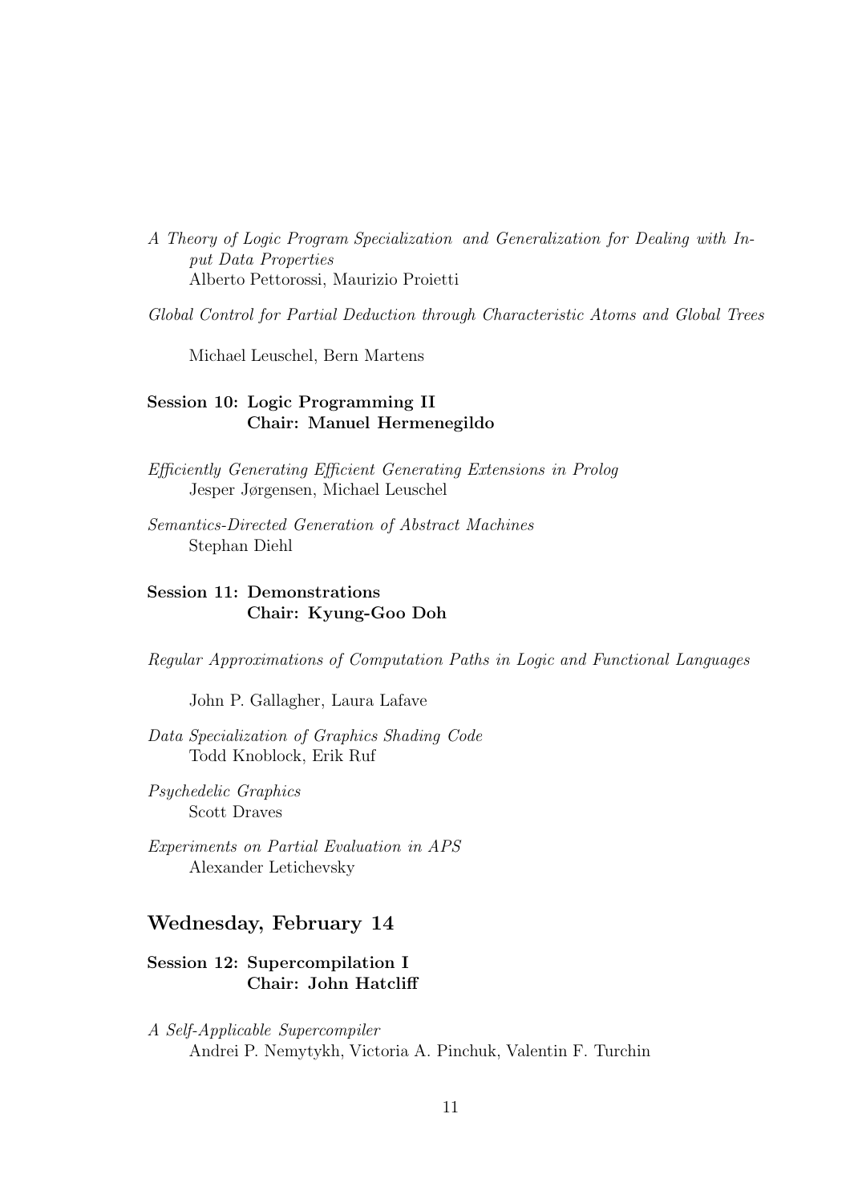*A Theory of Logic Program Specialization and Generalization for Dealing with Input Data Properties*
Alberto Pettorossi, Maurizio Proietti

*Global Control for Partial Deduction through Characteristic Atoms and Global Trees*
Michael Leuschel, Bern Martens

**Session 10: Logic Programming II**
**Chair: Manuel Hermenegildo**

*Efficiently Generating Efficient Generating Extensions in Prolog*
Jesper Jørgensen, Michael Leuschel

*Semantics-Directed Generation of Abstract Machines*
Stephan Diehl

**Session 11: Demonstrations**
**Chair: Kyung-Goo Doh**

*Regular Approximations of Computation Paths in Logic and Functional Languages*
John P. Gallagher, Laura Lafave

*Data Specialization of Graphics Shading Code*
Todd Knoblock, Erik Ruf

*Psychedelic Graphics*
Scott Draves

*Experiments on Partial Evaluation in APS*
Alexander Letichevsky

## Wednesday, February 14

**Session 12: Supercompilation I**
**Chair: John Hatcliff**

*A Self-Applicable Supercompiler*
Andrei P. Nemytykh, Victoria A. Pinchuk, Valentin F. Turchin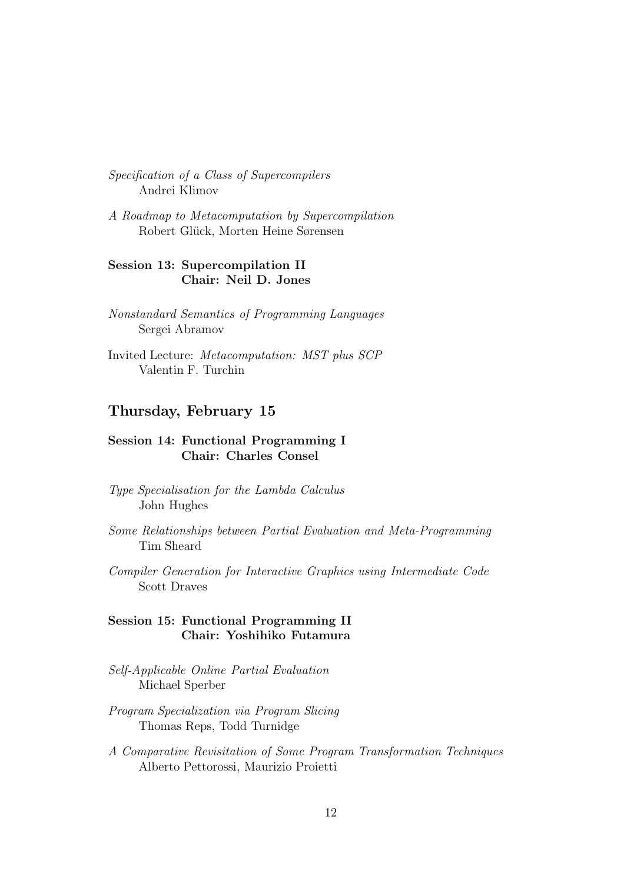*Specification of a Class of Supercompilers*
Andrei Klimov

*A Roadmap to Metacomputation by Supercompilation*
Robert Glück, Morten Heine Sørensen

**Session 13: Supercompilation II**
**Chair: Neil D. Jones**

*Nonstandard Semantics of Programming Languages*
Sergei Abramov

Invited Lecture: *Metacomputation: MST plus SCP*
Valentin F. Turchin

## Thursday, February 15

**Session 14: Functional Programming I**
**Chair: Charles Consel**

*Type Specialisation for the Lambda Calculus*
John Hughes

*Some Relationships between Partial Evaluation and Meta-Programming*
Tim Sheard

*Compiler Generation for Interactive Graphics using Intermediate Code*
Scott Draves

**Session 15: Functional Programming II**
**Chair: Yoshihiko Futamura**

*Self-Applicable Online Partial Evaluation*
Michael Sperber

*Program Specialization via Program Slicing*
Thomas Reps, Todd Turnidge

*A Comparative Revisitation of Some Program Transformation Techniques*
Alberto Pettorossi, Maurizio Proietti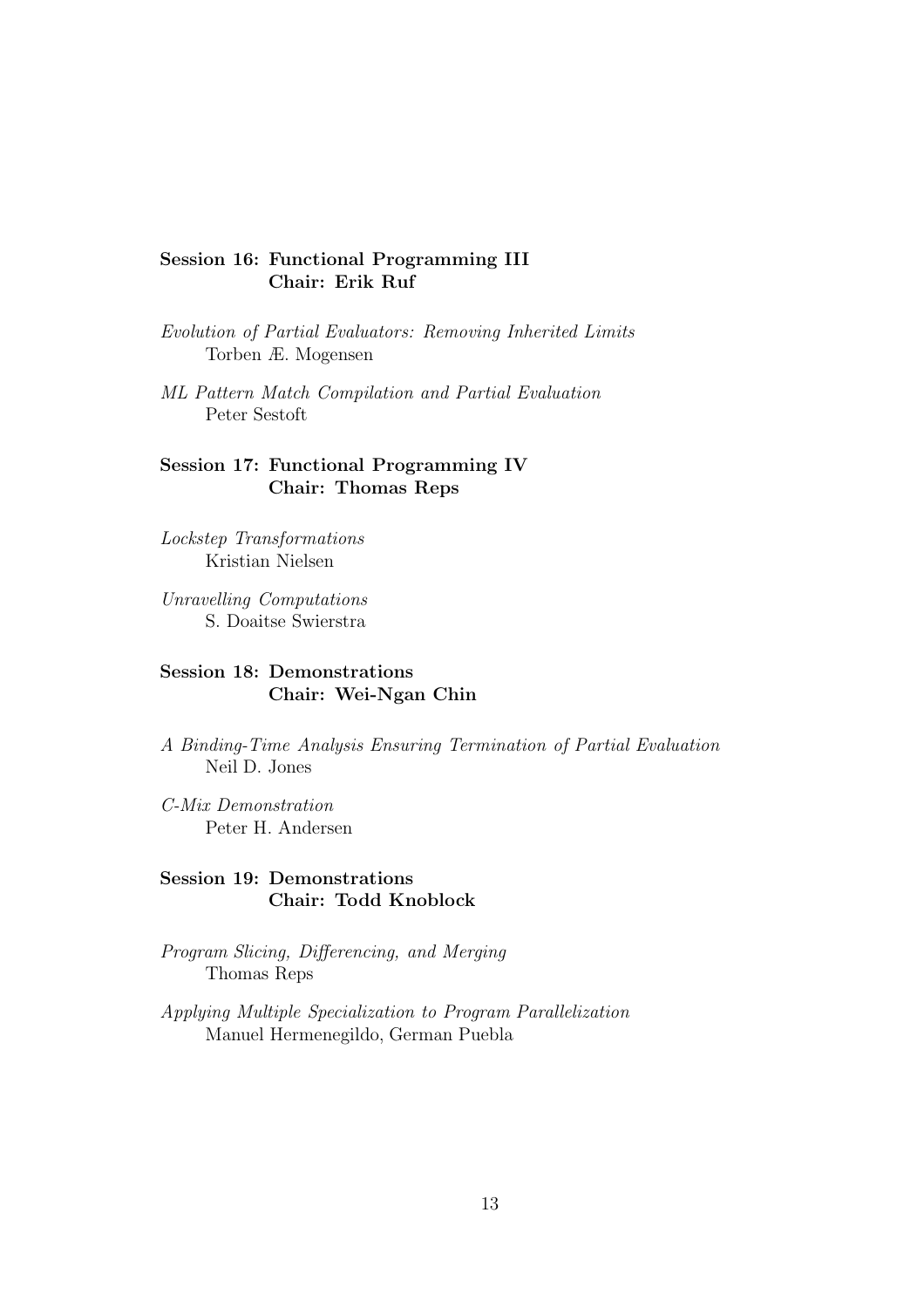**Session 16: Functional Programming III**
**Chair: Erik Ruf**

*Evolution of Partial Evaluators: Removing Inherited Limits*
Torben Æ. Mogensen

*ML Pattern Match Compilation and Partial Evaluation*
Peter Sestoft

**Session 17: Functional Programming IV**
**Chair: Thomas Reps**

*Lockstep Transformations*
Kristian Nielsen

*Unravelling Computations*
S. Doaitse Swierstra

**Session 18: Demonstrations**
**Chair: Wei-Ngan Chin**

*A Binding-Time Analysis Ensuring Termination of Partial Evaluation*
Neil D. Jones

*C-Mix Demonstration*
Peter H. Andersen

**Session 19: Demonstrations**
**Chair: Todd Knoblock**

*Program Slicing, Differencing, and Merging*
Thomas Reps

*Applying Multiple Specialization to Program Parallelization*
Manuel Hermenegildo, German Puebla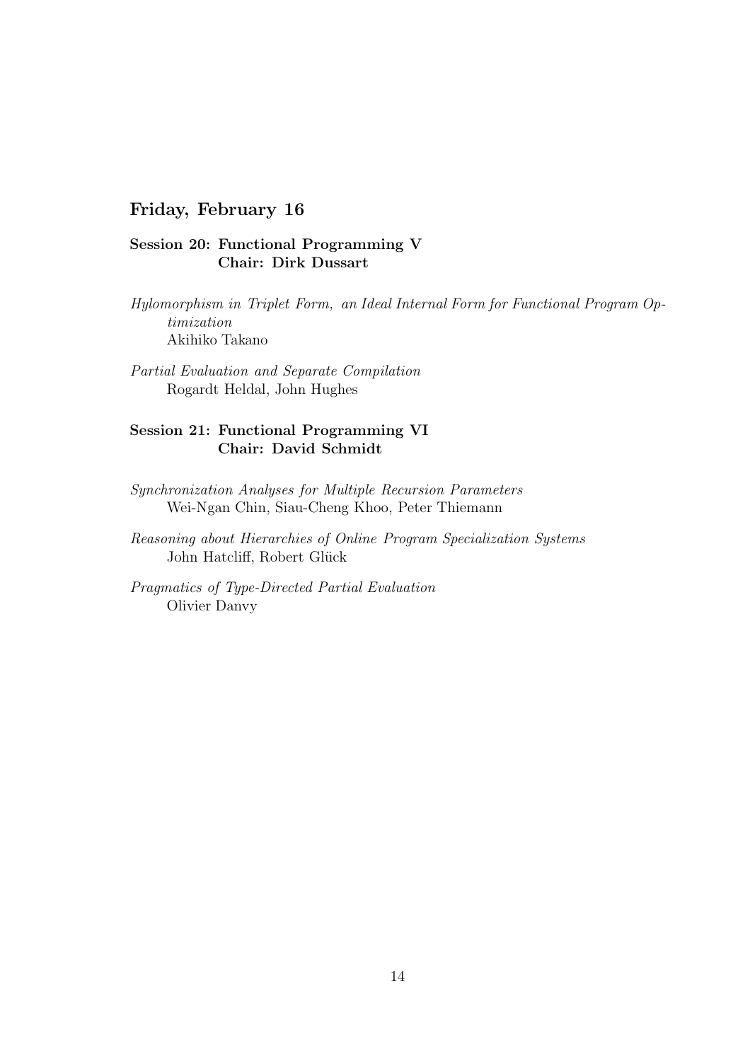## Friday, February 16

### Session 20: Functional Programming V
**Chair: Dirk Dussart**

*Hylomorphism in Triplet Form, an Ideal Internal Form for Functional Program Optimization*
Akihiko Takano

*Partial Evaluation and Separate Compilation*
Rogardt Heldal, John Hughes

### Session 21: Functional Programming VI
**Chair: David Schmidt**

*Synchronization Analyses for Multiple Recursion Parameters*
Wei-Ngan Chin, Siau-Cheng Khoo, Peter Thiemann

*Reasoning about Hierarchies of Online Program Specialization Systems*
John Hatcliff, Robert Glück

*Pragmatics of Type-Directed Partial Evaluation*
Olivier Danvy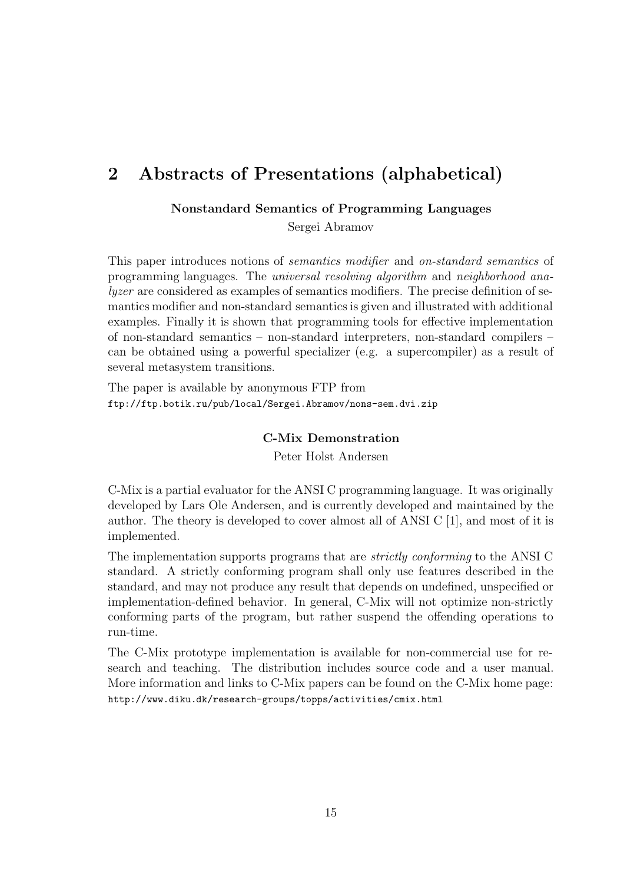# 2 Abstracts of Presentations (alphabetical)

### Nonstandard Semantics of Programming Languages

Sergei Abramov

This paper introduces notions of *semantics modifier* and *on-standard semantics* of programming languages. The *universal resolving algorithm* and *neighborhood analyzer* are considered as examples of semantics modifiers. The precise definition of semantics modifier and non-standard semantics is given and illustrated with additional examples. Finally it is shown that programming tools for effective implementation of non-standard semantics – non-standard interpreters, non-standard compilers – can be obtained using a powerful specializer (e.g. a supercompiler) as a result of several metasystem transitions.

The paper is available by anonymous FTP from
`ftp://ftp.botik.ru/pub/local/Sergei.Abramov/nons-sem.dvi.zip`

### C-Mix Demonstration

Peter Holst Andersen

C-Mix is a partial evaluator for the ANSI C programming language. It was originally developed by Lars Ole Andersen, and is currently developed and maintained by the author. The theory is developed to cover almost all of ANSI C [1], and most of it is implemented.

The implementation supports programs that are *strictly conforming* to the ANSI C standard. A strictly conforming program shall only use features described in the standard, and may not produce any result that depends on undefined, unspecified or implementation-defined behavior. In general, C-Mix will not optimize non-strictly conforming parts of the program, but rather suspend the offending operations to run-time.

The C-Mix prototype implementation is available for non-commercial use for research and teaching. The distribution includes source code and a user manual. More information and links to C-Mix papers can be found on the C-Mix home page:
`http://www.diku.dk/research-groups/topps/activities/cmix.html`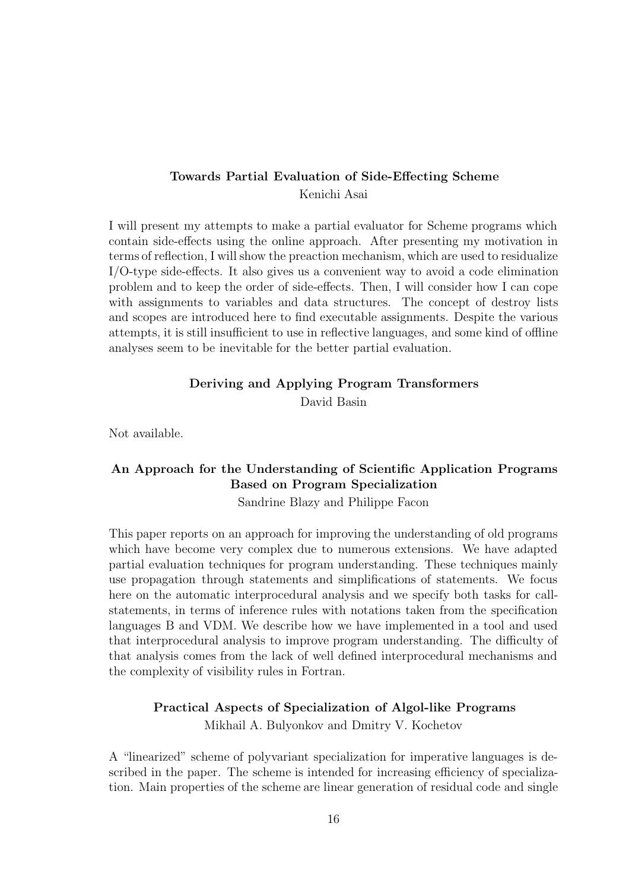### Towards Partial Evaluation of Side-Effecting Scheme

Kenichi Asai

I will present my attempts to make a partial evaluator for Scheme programs which contain side-effects using the online approach. After presenting my motivation in terms of reflection, I will show the preaction mechanism, which are used to residualize I/O-type side-effects. It also gives us a convenient way to avoid a code elimination problem and to keep the order of side-effects. Then, I will consider how I can cope with assignments to variables and data structures. The concept of destroy lists and scopes are introduced here to find executable assignments. Despite the various attempts, it is still insufficient to use in reflective languages, and some kind of offline analyses seem to be inevitable for the better partial evaluation.

### Deriving and Applying Program Transformers

David Basin

Not available.

### An Approach for the Understanding of Scientific Application Programs Based on Program Specialization

Sandrine Blazy and Philippe Facon

This paper reports on an approach for improving the understanding of old programs which have become very complex due to numerous extensions. We have adapted partial evaluation techniques for program understanding. These techniques mainly use propagation through statements and simplifications of statements. We focus here on the automatic interprocedural analysis and we specify both tasks for call-statements, in terms of inference rules with notations taken from the specification languages B and VDM. We describe how we have implemented in a tool and used that interprocedural analysis to improve program understanding. The difficulty of that analysis comes from the lack of well defined interprocedural mechanisms and the complexity of visibility rules in Fortran.

### Practical Aspects of Specialization of Algol-like Programs

Mikhail A. Bulyonkov and Dmitry V. Kochetov

A "linearized" scheme of polyvariant specialization for imperative languages is described in the paper. The scheme is intended for increasing efficiency of specialization. Main properties of the scheme are linear generation of residual code and single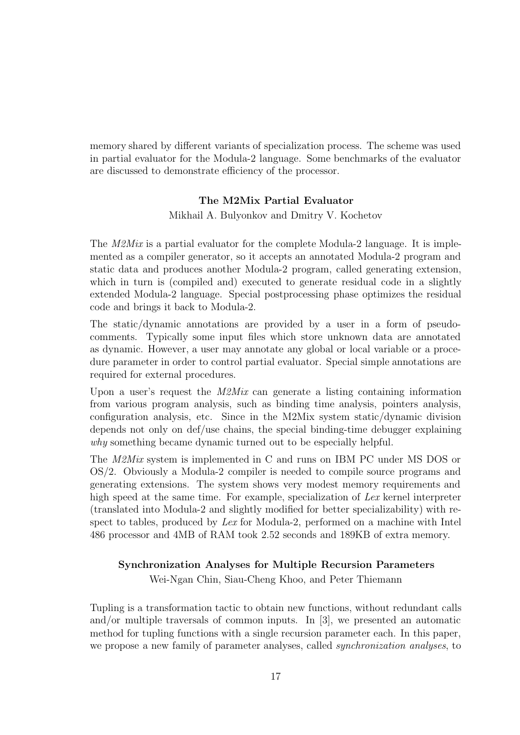memory shared by different variants of specialization process. The scheme was used in partial evaluator for the Modula-2 language. Some benchmarks of the evaluator are discussed to demonstrate efficiency of the processor.

### The M2Mix Partial Evaluator

Mikhail A. Bulyonkov and Dmitry V. Kochetov

The *M2Mix* is a partial evaluator for the complete Modula-2 language. It is implemented as a compiler generator, so it accepts an annotated Modula-2 program and static data and produces another Modula-2 program, called generating extension, which in turn is (compiled and) executed to generate residual code in a slightly extended Modula-2 language. Special postprocessing phase optimizes the residual code and brings it back to Modula-2.

The static/dynamic annotations are provided by a user in a form of pseudo-comments. Typically some input files which store unknown data are annotated as dynamic. However, a user may annotate any global or local variable or a procedure parameter in order to control partial evaluator. Special simple annotations are required for external procedures.

Upon a user's request the *M2Mix* can generate a listing containing information from various program analysis, such as binding time analysis, pointers analysis, configuration analysis, etc. Since in the M2Mix system static/dynamic division depends not only on def/use chains, the special binding-time debugger explaining *why* something became dynamic turned out to be especially helpful.

The *M2Mix* system is implemented in C and runs on IBM PC under MS DOS or OS/2. Obviously a Modula-2 compiler is needed to compile source programs and generating extensions. The system shows very modest memory requirements and high speed at the same time. For example, specialization of *Lex* kernel interpreter (translated into Modula-2 and slightly modified for better specializability) with respect to tables, produced by *Lex* for Modula-2, performed on a machine with Intel 486 processor and 4MB of RAM took 2.52 seconds and 189KB of extra memory.

### Synchronization Analyses for Multiple Recursion Parameters

Wei-Ngan Chin, Siau-Cheng Khoo, and Peter Thiemann

Tupling is a transformation tactic to obtain new functions, without redundant calls and/or multiple traversals of common inputs. In [3], we presented an automatic method for tupling functions with a single recursion parameter each. In this paper, we propose a new family of parameter analyses, called *synchronization analyses*, to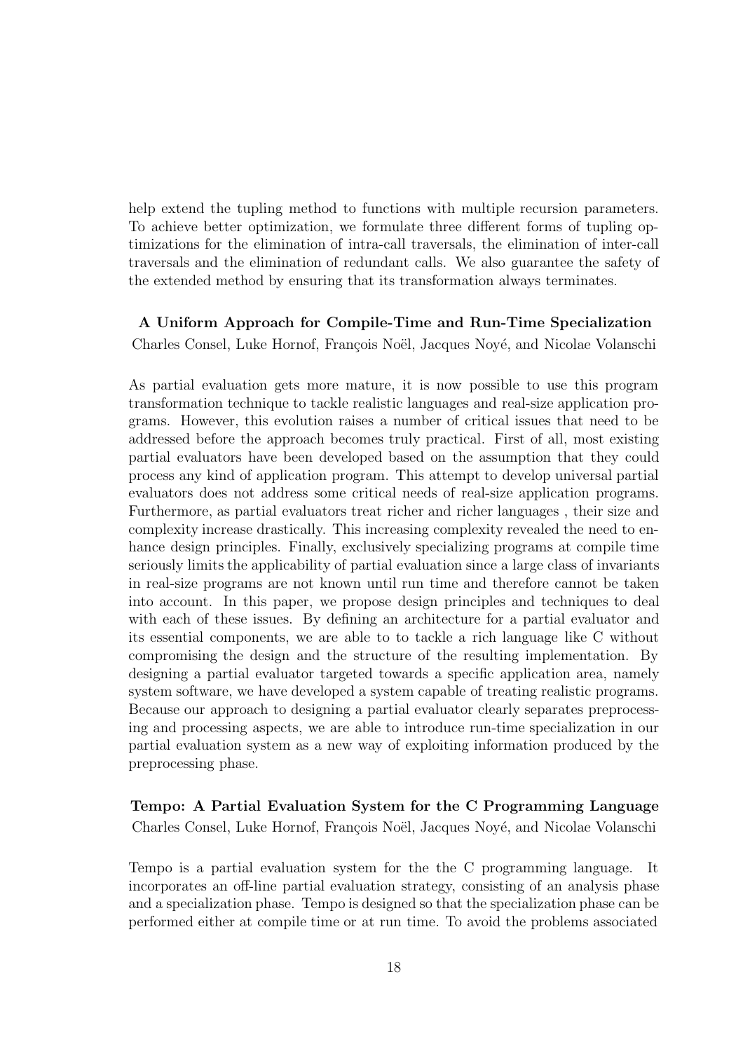help extend the tupling method to functions with multiple recursion parameters. To achieve better optimization, we formulate three different forms of tupling optimizations for the elimination of intra-call traversals, the elimination of inter-call traversals and the elimination of redundant calls. We also guarantee the safety of the extended method by ensuring that its transformation always terminates.

**A Uniform Approach for Compile-Time and Run-Time Specialization**
Charles Consel, Luke Hornof, François Noël, Jacques Noyé, and Nicolae Volanschi

As partial evaluation gets more mature, it is now possible to use this program transformation technique to tackle realistic languages and real-size application programs. However, this evolution raises a number of critical issues that need to be addressed before the approach becomes truly practical. First of all, most existing partial evaluators have been developed based on the assumption that they could process any kind of application program. This attempt to develop universal partial evaluators does not address some critical needs of real-size application programs. Furthermore, as partial evaluators treat richer and richer languages , their size and complexity increase drastically. This increasing complexity revealed the need to enhance design principles. Finally, exclusively specializing programs at compile time seriously limits the applicability of partial evaluation since a large class of invariants in real-size programs are not known until run time and therefore cannot be taken into account. In this paper, we propose design principles and techniques to deal with each of these issues. By defining an architecture for a partial evaluator and its essential components, we are able to to tackle a rich language like C without compromising the design and the structure of the resulting implementation. By designing a partial evaluator targeted towards a specific application area, namely system software, we have developed a system capable of treating realistic programs. Because our approach to designing a partial evaluator clearly separates preprocessing and processing aspects, we are able to introduce run-time specialization in our partial evaluation system as a new way of exploiting information produced by the preprocessing phase.

**Tempo: A Partial Evaluation System for the C Programming Language**
Charles Consel, Luke Hornof, François Noël, Jacques Noyé, and Nicolae Volanschi

Tempo is a partial evaluation system for the the C programming language. It incorporates an off-line partial evaluation strategy, consisting of an analysis phase and a specialization phase. Tempo is designed so that the specialization phase can be performed either at compile time or at run time. To avoid the problems associated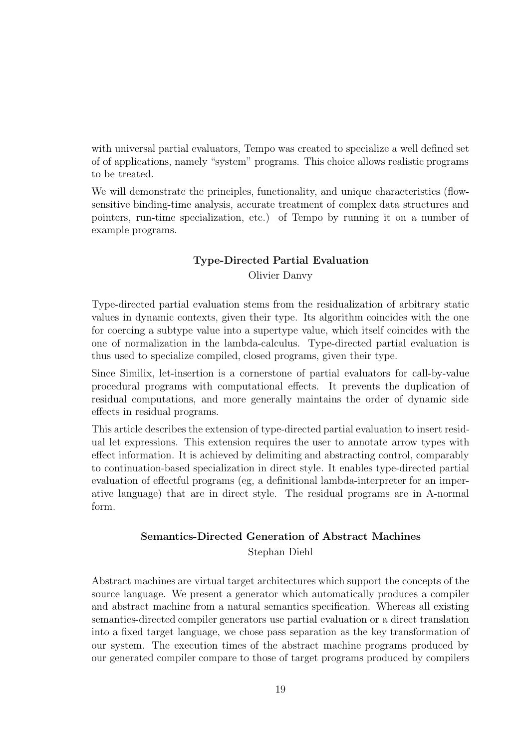with universal partial evaluators, Tempo was created to specialize a well defined set of of applications, namely "system" programs. This choice allows realistic programs to be treated.

We will demonstrate the principles, functionality, and unique characteristics (flow-sensitive binding-time analysis, accurate treatment of complex data structures and pointers, run-time specialization, etc.) of Tempo by running it on a number of example programs.

**Type-Directed Partial Evaluation**

Olivier Danvy

Type-directed partial evaluation stems from the residualization of arbitrary static values in dynamic contexts, given their type. Its algorithm coincides with the one for coercing a subtype value into a supertype value, which itself coincides with the one of normalization in the lambda-calculus. Type-directed partial evaluation is thus used to specialize compiled, closed programs, given their type.

Since Similix, let-insertion is a cornerstone of partial evaluators for call-by-value procedural programs with computational effects. It prevents the duplication of residual computations, and more generally maintains the order of dynamic side effects in residual programs.

This article describes the extension of type-directed partial evaluation to insert residual let expressions. This extension requires the user to annotate arrow types with effect information. It is achieved by delimiting and abstracting control, comparably to continuation-based specialization in direct style. It enables type-directed partial evaluation of effectful programs (eg, a definitional lambda-interpreter for an imperative language) that are in direct style. The residual programs are in A-normal form.

**Semantics-Directed Generation of Abstract Machines**

Stephan Diehl

Abstract machines are virtual target architectures which support the concepts of the source language. We present a generator which automatically produces a compiler and abstract machine from a natural semantics specification. Whereas all existing semantics-directed compiler generators use partial evaluation or a direct translation into a fixed target language, we chose pass separation as the key transformation of our system. The execution times of the abstract machine programs produced by our generated compiler compare to those of target programs produced by compilers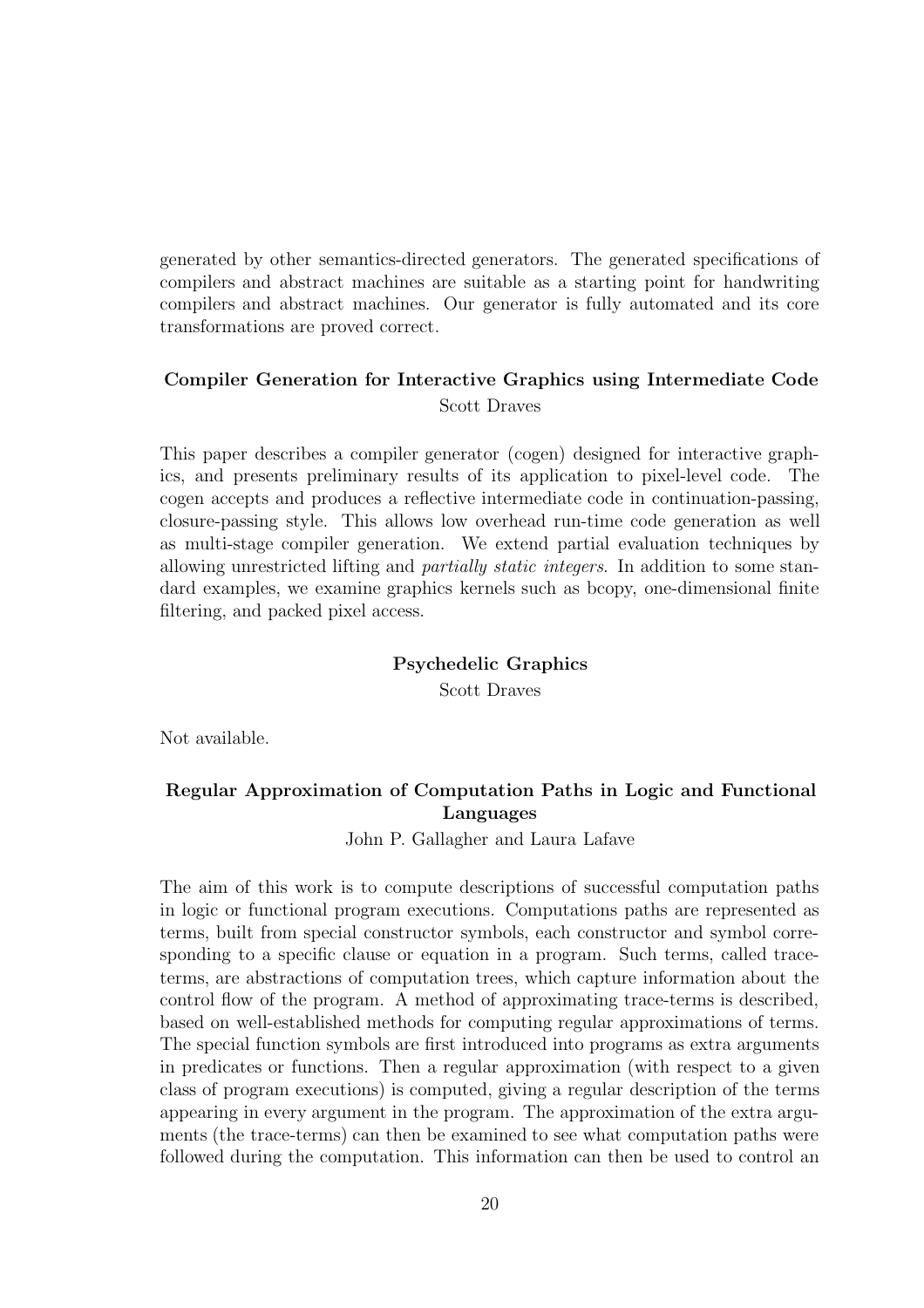generated by other semantics-directed generators. The generated specifications of compilers and abstract machines are suitable as a starting point for handwriting compilers and abstract machines. Our generator is fully automated and its core transformations are proved correct.

### Compiler Generation for Interactive Graphics using Intermediate Code

Scott Draves

This paper describes a compiler generator (cogen) designed for interactive graphics, and presents preliminary results of its application to pixel-level code. The cogen accepts and produces a reflective intermediate code in continuation-passing, closure-passing style. This allows low overhead run-time code generation as well as multi-stage compiler generation. We extend partial evaluation techniques by allowing unrestricted lifting and *partially static integers*. In addition to some standard examples, we examine graphics kernels such as bcopy, one-dimensional finite filtering, and packed pixel access.

### Psychedelic Graphics

Scott Draves

Not available.

### Regular Approximation of Computation Paths in Logic and Functional Languages

John P. Gallagher and Laura Lafave

The aim of this work is to compute descriptions of successful computation paths in logic or functional program executions. Computations paths are represented as terms, built from special constructor symbols, each constructor and symbol corresponding to a specific clause or equation in a program. Such terms, called trace-terms, are abstractions of computation trees, which capture information about the control flow of the program. A method of approximating trace-terms is described, based on well-established methods for computing regular approximations of terms. The special function symbols are first introduced into programs as extra arguments in predicates or functions. Then a regular approximation (with respect to a given class of program executions) is computed, giving a regular description of the terms appearing in every argument in the program. The approximation of the extra arguments (the trace-terms) can then be examined to see what computation paths were followed during the computation. This information can then be used to control an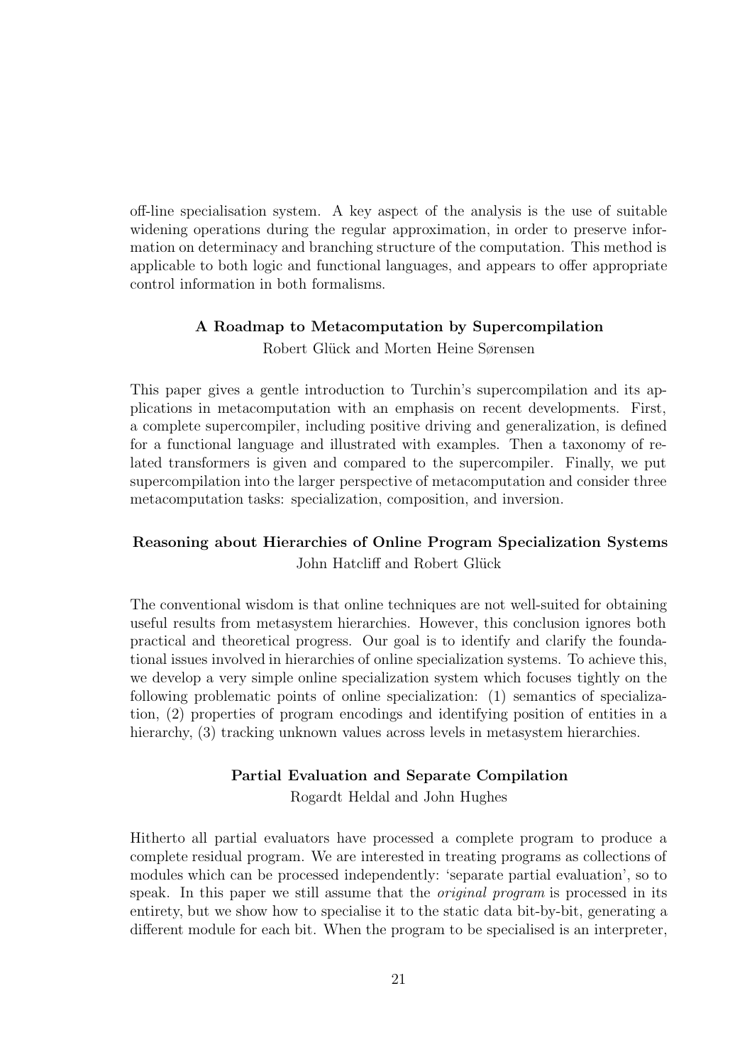off-line specialisation system. A key aspect of the analysis is the use of suitable widening operations during the regular approximation, in order to preserve information on determinacy and branching structure of the computation. This method is applicable to both logic and functional languages, and appears to offer appropriate control information in both formalisms.

### A Roadmap to Metacomputation by Supercompilation

Robert Glück and Morten Heine Sørensen

This paper gives a gentle introduction to Turchin's supercompilation and its applications in metacomputation with an emphasis on recent developments. First, a complete supercompiler, including positive driving and generalization, is defined for a functional language and illustrated with examples. Then a taxonomy of related transformers is given and compared to the supercompiler. Finally, we put supercompilation into the larger perspective of metacomputation and consider three metacomputation tasks: specialization, composition, and inversion.

### Reasoning about Hierarchies of Online Program Specialization Systems

John Hatcliff and Robert Glück

The conventional wisdom is that online techniques are not well-suited for obtaining useful results from metasystem hierarchies. However, this conclusion ignores both practical and theoretical progress. Our goal is to identify and clarify the foundational issues involved in hierarchies of online specialization systems. To achieve this, we develop a very simple online specialization system which focuses tightly on the following problematic points of online specialization: (1) semantics of specialization, (2) properties of program encodings and identifying position of entities in a hierarchy, (3) tracking unknown values across levels in metasystem hierarchies.

### Partial Evaluation and Separate Compilation

Rogardt Heldal and John Hughes

Hitherto all partial evaluators have processed a complete program to produce a complete residual program. We are interested in treating programs as collections of modules which can be processed independently: 'separate partial evaluation', so to speak. In this paper we still assume that the *original program* is processed in its entirety, but we show how to specialise it to the static data bit-by-bit, generating a different module for each bit. When the program to be specialised is an interpreter,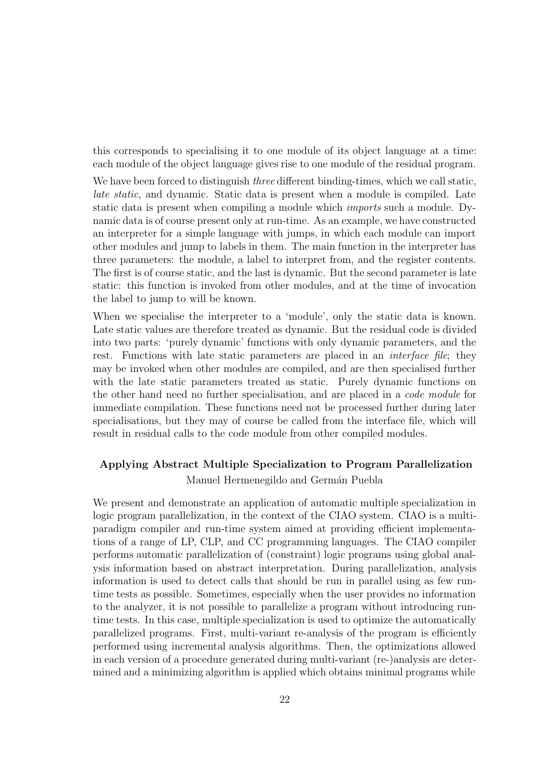this corresponds to specialising it to one module of its object language at a time: each module of the object language gives rise to one module of the residual program.

We have been forced to distinguish *three* different binding-times, which we call static, *late static*, and dynamic. Static data is present when a module is compiled. Late static data is present when compiling a module which *imports* such a module. Dynamic data is of course present only at run-time. As an example, we have constructed an interpreter for a simple language with jumps, in which each module can import other modules and jump to labels in them. The main function in the interpreter has three parameters: the module, a label to interpret from, and the register contents. The first is of course static, and the last is dynamic. But the second parameter is late static: this function is invoked from other modules, and at the time of invocation the label to jump to will be known.

When we specialise the interpreter to a 'module', only the static data is known. Late static values are therefore treated as dynamic. But the residual code is divided into two parts: 'purely dynamic' functions with only dynamic parameters, and the rest. Functions with late static parameters are placed in an *interface file*; they may be invoked when other modules are compiled, and are then specialised further with the late static parameters treated as static. Purely dynamic functions on the other hand need no further specialisation, and are placed in a *code module* for immediate compilation. These functions need not be processed further during later specialisations, but they may of course be called from the interface file, which will result in residual calls to the code module from other compiled modules.

### Applying Abstract Multiple Specialization to Program Parallelization

Manuel Hermenegildo and Germán Puebla

We present and demonstrate an application of automatic multiple specialization in logic program parallelization, in the context of the CIAO system. CIAO is a multi-paradigm compiler and run-time system aimed at providing efficient implementations of a range of LP, CLP, and CC programming languages. The CIAO compiler performs automatic parallelization of (constraint) logic programs using global analysis information based on abstract interpretation. During parallelization, analysis information is used to detect calls that should be run in parallel using as few run-time tests as possible. Sometimes, especially when the user provides no information to the analyzer, it is not possible to parallelize a program without introducing run-time tests. In this case, multiple specialization is used to optimize the automatically parallelized programs. First, multi-variant re-analysis of the program is efficiently performed using incremental analysis algorithms. Then, the optimizations allowed in each version of a procedure generated during multi-variant (re-)analysis are determined and a minimizing algorithm is applied which obtains minimal programs while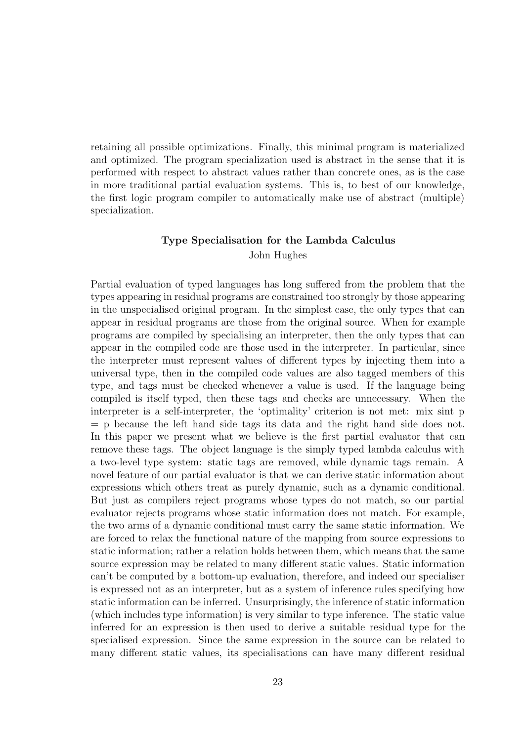retaining all possible optimizations. Finally, this minimal program is materialized and optimized. The program specialization used is abstract in the sense that it is performed with respect to abstract values rather than concrete ones, as is the case in more traditional partial evaluation systems. This is, to best of our knowledge, the first logic program compiler to automatically make use of abstract (multiple) specialization.

### Type Specialisation for the Lambda Calculus

John Hughes

Partial evaluation of typed languages has long suffered from the problem that the types appearing in residual programs are constrained too strongly by those appearing in the unspecialised original program. In the simplest case, the only types that can appear in residual programs are those from the original source. When for example programs are compiled by specialising an interpreter, then the only types that can appear in the compiled code are those used in the interpreter. In particular, since the interpreter must represent values of different types by injecting them into a universal type, then in the compiled code values are also tagged members of this type, and tags must be checked whenever a value is used. If the language being compiled is itself typed, then these tags and checks are unnecessary. When the interpreter is a self-interpreter, the 'optimality' criterion is not met: mix sint p = p because the left hand side tags its data and the right hand side does not. In this paper we present what we believe is the first partial evaluator that can remove these tags. The object language is the simply typed lambda calculus with a two-level type system: static tags are removed, while dynamic tags remain. A novel feature of our partial evaluator is that we can derive static information about expressions which others treat as purely dynamic, such as a dynamic conditional. But just as compilers reject programs whose types do not match, so our partial evaluator rejects programs whose static information does not match. For example, the two arms of a dynamic conditional must carry the same static information. We are forced to relax the functional nature of the mapping from source expressions to static information; rather a relation holds between them, which means that the same source expression may be related to many different static values. Static information can't be computed by a bottom-up evaluation, therefore, and indeed our specialiser is expressed not as an interpreter, but as a system of inference rules specifying how static information can be inferred. Unsurprisingly, the inference of static information (which includes type information) is very similar to type inference. The static value inferred for an expression is then used to derive a suitable residual type for the specialised expression. Since the same expression in the source can be related to many different static values, its specialisations can have many different residual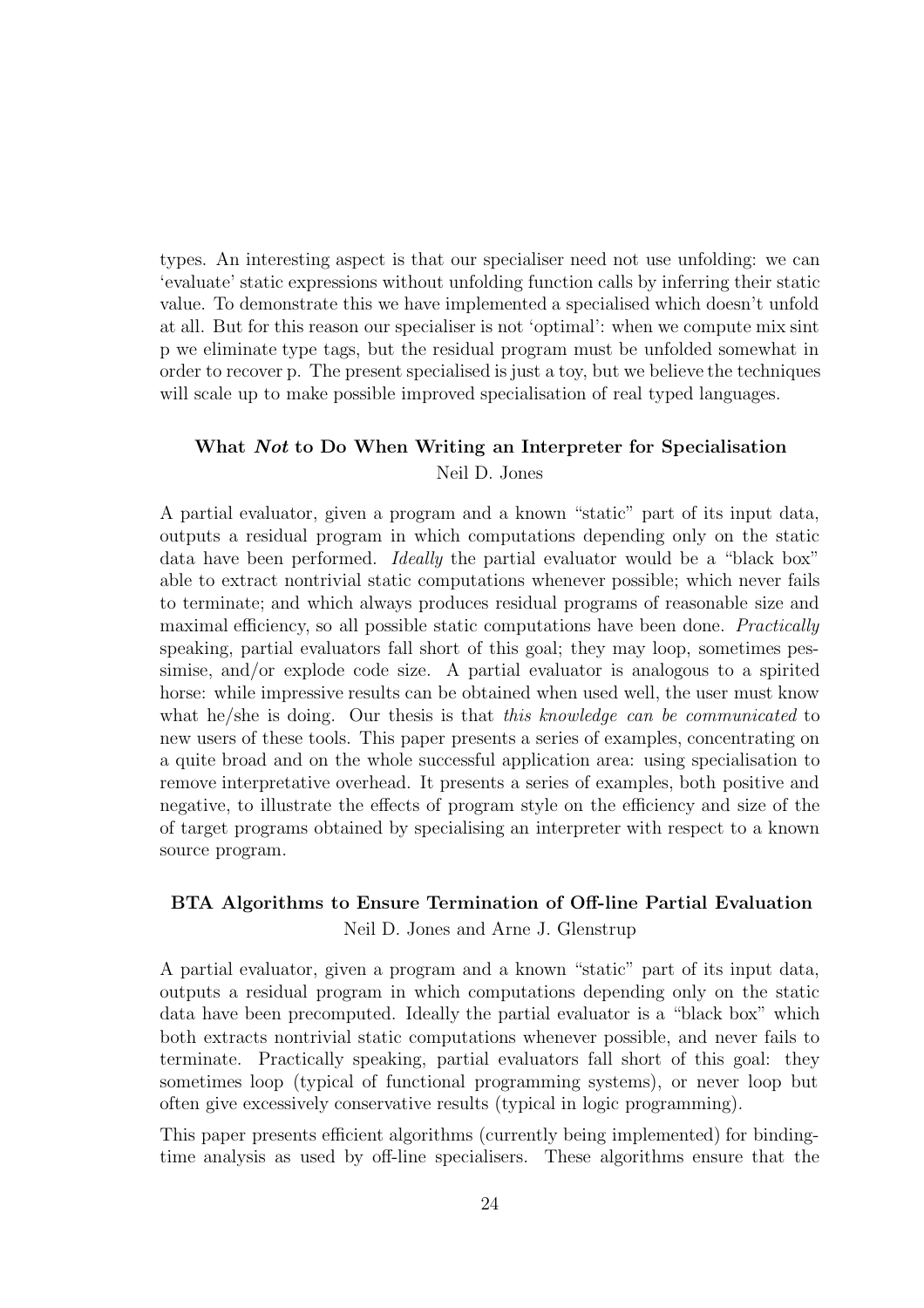types. An interesting aspect is that our specialiser need not use unfolding: we can 'evaluate' static expressions without unfolding function calls by inferring their static value. To demonstrate this we have implemented a specialised which doesn't unfold at all. But for this reason our specialiser is not 'optimal': when we compute mix sint p we eliminate type tags, but the residual program must be unfolded somewhat in order to recover p. The present specialised is just a toy, but we believe the techniques will scale up to make possible improved specialisation of real typed languages.

### What *Not* to Do When Writing an Interpreter for Specialisation

Neil D. Jones

A partial evaluator, given a program and a known "static" part of its input data, outputs a residual program in which computations depending only on the static data have been performed. *Ideally* the partial evaluator would be a "black box" able to extract nontrivial static computations whenever possible; which never fails to terminate; and which always produces residual programs of reasonable size and maximal efficiency, so all possible static computations have been done. *Practically* speaking, partial evaluators fall short of this goal; they may loop, sometimes pessimise, and/or explode code size. A partial evaluator is analogous to a spirited horse: while impressive results can be obtained when used well, the user must know what he/she is doing. Our thesis is that *this knowledge can be communicated* to new users of these tools. This paper presents a series of examples, concentrating on a quite broad and on the whole successful application area: using specialisation to remove interpretative overhead. It presents a series of examples, both positive and negative, to illustrate the effects of program style on the efficiency and size of the of target programs obtained by specialising an interpreter with respect to a known source program.

### BTA Algorithms to Ensure Termination of Off-line Partial Evaluation

Neil D. Jones and Arne J. Glenstrup

A partial evaluator, given a program and a known "static" part of its input data, outputs a residual program in which computations depending only on the static data have been precomputed. Ideally the partial evaluator is a "black box" which both extracts nontrivial static computations whenever possible, and never fails to terminate. Practically speaking, partial evaluators fall short of this goal: they sometimes loop (typical of functional programming systems), or never loop but often give excessively conservative results (typical in logic programming).

This paper presents efficient algorithms (currently being implemented) for binding-time analysis as used by off-line specialisers. These algorithms ensure that the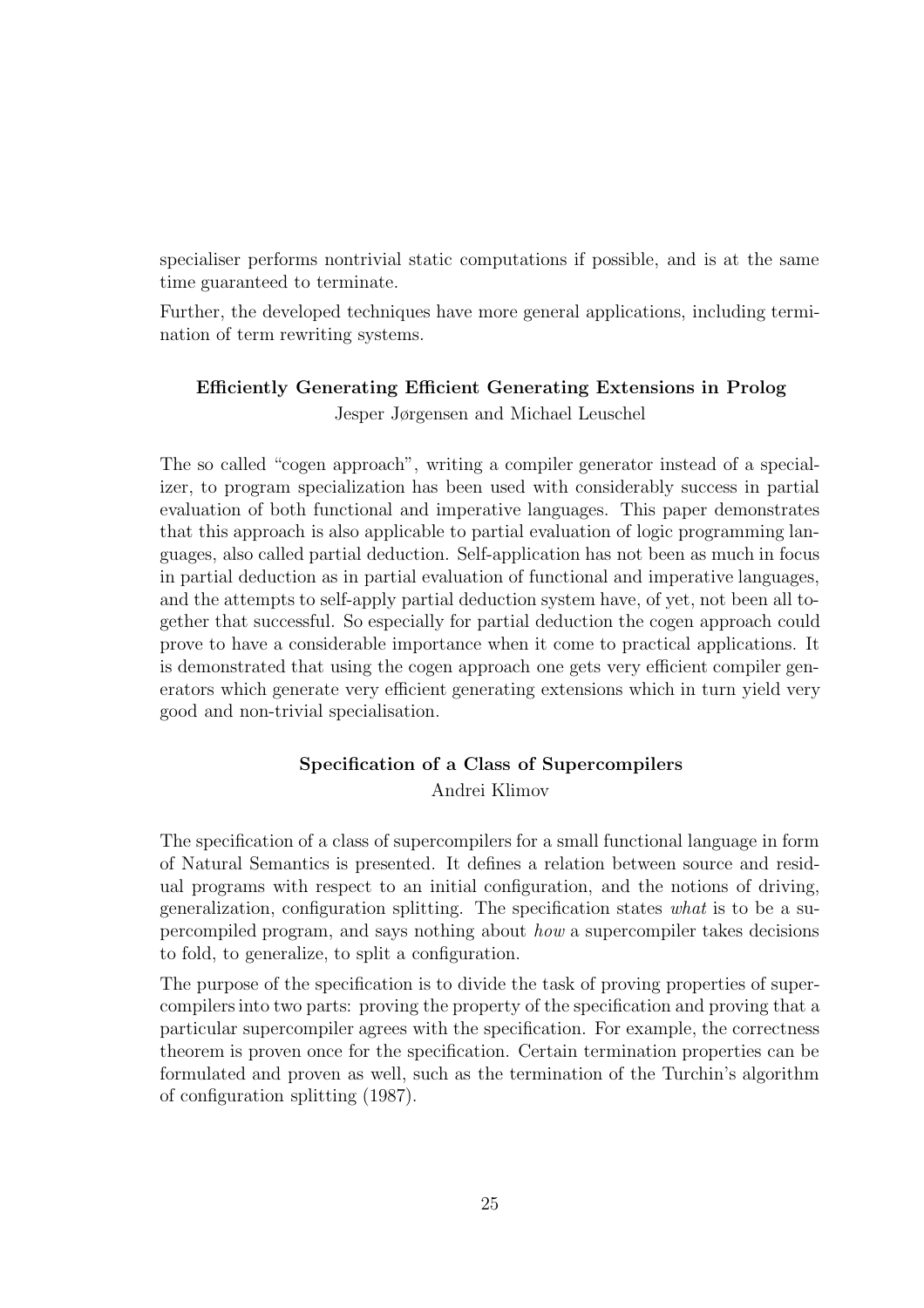specialiser performs nontrivial static computations if possible, and is at the same time guaranteed to terminate.

Further, the developed techniques have more general applications, including termination of term rewriting systems.

### Efficiently Generating Efficient Generating Extensions in Prolog

Jesper Jørgensen and Michael Leuschel

The so called "cogen approach", writing a compiler generator instead of a specializer, to program specialization has been used with considerably success in partial evaluation of both functional and imperative languages. This paper demonstrates that this approach is also applicable to partial evaluation of logic programming languages, also called partial deduction. Self-application has not been as much in focus in partial deduction as in partial evaluation of functional and imperative languages, and the attempts to self-apply partial deduction system have, of yet, not been all together that successful. So especially for partial deduction the cogen approach could prove to have a considerable importance when it come to practical applications. It is demonstrated that using the cogen approach one gets very efficient compiler generators which generate very efficient generating extensions which in turn yield very good and non-trivial specialisation.

### Specification of a Class of Supercompilers

Andrei Klimov

The specification of a class of supercompilers for a small functional language in form of Natural Semantics is presented. It defines a relation between source and residual programs with respect to an initial configuration, and the notions of driving, generalization, configuration splitting. The specification states *what* is to be a supercompiled program, and says nothing about *how* a supercompiler takes decisions to fold, to generalize, to split a configuration.

The purpose of the specification is to divide the task of proving properties of supercompilers into two parts: proving the property of the specification and proving that a particular supercompiler agrees with the specification. For example, the correctness theorem is proven once for the specification. Certain termination properties can be formulated and proven as well, such as the termination of the Turchin's algorithm of configuration splitting (1987).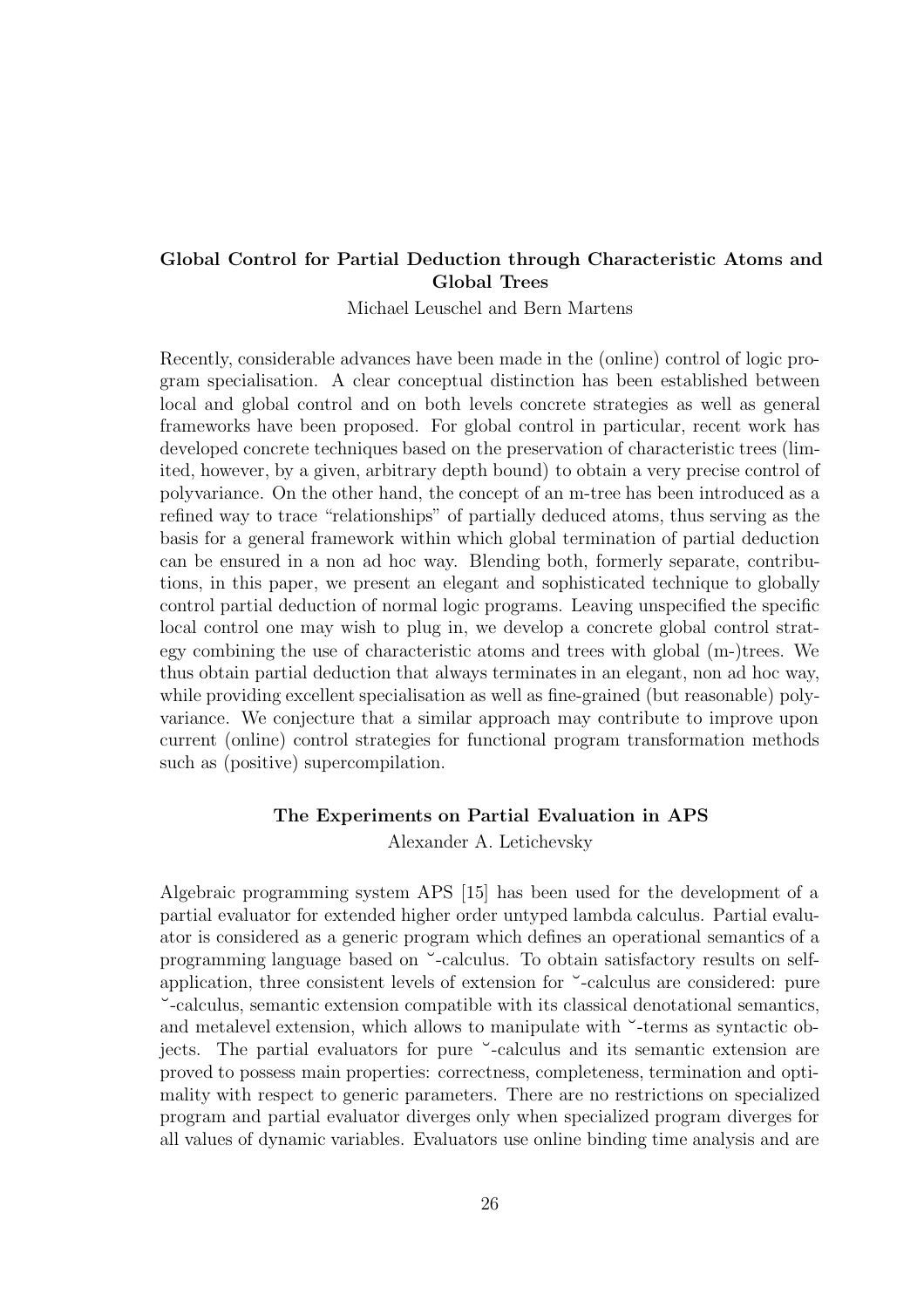### Global Control for Partial Deduction through Characteristic Atoms and Global Trees

Michael Leuschel and Bern Martens

Recently, considerable advances have been made in the (online) control of logic program specialisation. A clear conceptual distinction has been established between local and global control and on both levels concrete strategies as well as general frameworks have been proposed. For global control in particular, recent work has developed concrete techniques based on the preservation of characteristic trees (limited, however, by a given, arbitrary depth bound) to obtain a very precise control of polyvariance. On the other hand, the concept of an m-tree has been introduced as a refined way to trace "relationships" of partially deduced atoms, thus serving as the basis for a general framework within which global termination of partial deduction can be ensured in a non ad hoc way. Blending both, formerly separate, contributions, in this paper, we present an elegant and sophisticated technique to globally control partial deduction of normal logic programs. Leaving unspecified the specific local control one may wish to plug in, we develop a concrete global control strategy combining the use of characteristic atoms and trees with global (m-)trees. We thus obtain partial deduction that always terminates in an elegant, non ad hoc way, while providing excellent specialisation as well as fine-grained (but reasonable) polyvariance. We conjecture that a similar approach may contribute to improve upon current (online) control strategies for functional program transformation methods such as (positive) supercompilation.

### The Experiments on Partial Evaluation in APS

Alexander A. Letichevsky

Algebraic programming system APS [15] has been used for the development of a partial evaluator for extended higher order untyped lambda calculus. Partial evaluator is considered as a generic program which defines an operational semantics of a programming language based on ˘-calculus. To obtain satisfactory results on self-application, three consistent levels of extension for ˘-calculus are considered: pure ˘-calculus, semantic extension compatible with its classical denotational semantics, and metalevel extension, which allows to manipulate with ˘-terms as syntactic objects. The partial evaluators for pure ˘-calculus and its semantic extension are proved to possess main properties: correctness, completeness, termination and optimality with respect to generic parameters. There are no restrictions on specialized program and partial evaluator diverges only when specialized program diverges for all values of dynamic variables. Evaluators use online binding time analysis and are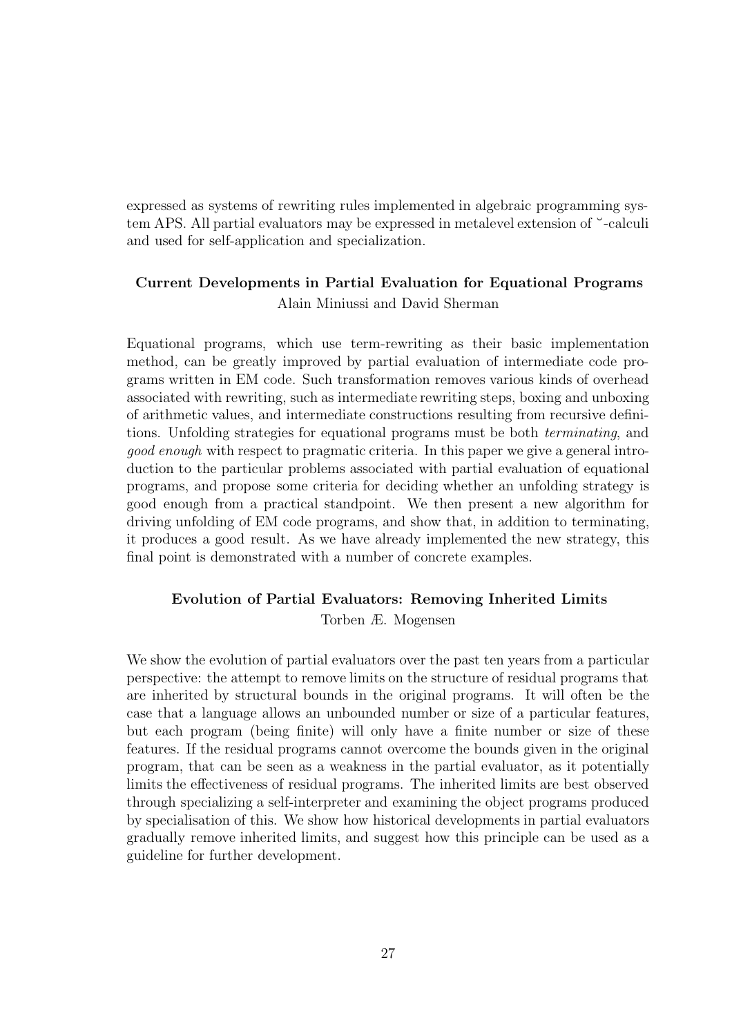expressed as systems of rewriting rules implemented in algebraic programming system APS. All partial evaluators may be expressed in metalevel extension of ˘-calculi and used for self-application and specialization.

### Current Developments in Partial Evaluation for Equational Programs

Alain Miniussi and David Sherman

Equational programs, which use term-rewriting as their basic implementation method, can be greatly improved by partial evaluation of intermediate code programs written in EM code. Such transformation removes various kinds of overhead associated with rewriting, such as intermediate rewriting steps, boxing and unboxing of arithmetic values, and intermediate constructions resulting from recursive definitions. Unfolding strategies for equational programs must be both *terminating*, and *good enough* with respect to pragmatic criteria. In this paper we give a general introduction to the particular problems associated with partial evaluation of equational programs, and propose some criteria for deciding whether an unfolding strategy is good enough from a practical standpoint. We then present a new algorithm for driving unfolding of EM code programs, and show that, in addition to terminating, it produces a good result. As we have already implemented the new strategy, this final point is demonstrated with a number of concrete examples.

### Evolution of Partial Evaluators: Removing Inherited Limits

Torben Æ. Mogensen

We show the evolution of partial evaluators over the past ten years from a particular perspective: the attempt to remove limits on the structure of residual programs that are inherited by structural bounds in the original programs. It will often be the case that a language allows an unbounded number or size of a particular features, but each program (being finite) will only have a finite number or size of these features. If the residual programs cannot overcome the bounds given in the original program, that can be seen as a weakness in the partial evaluator, as it potentially limits the effectiveness of residual programs. The inherited limits are best observed through specializing a self-interpreter and examining the object programs produced by specialisation of this. We show how historical developments in partial evaluators gradually remove inherited limits, and suggest how this principle can be used as a guideline for further development.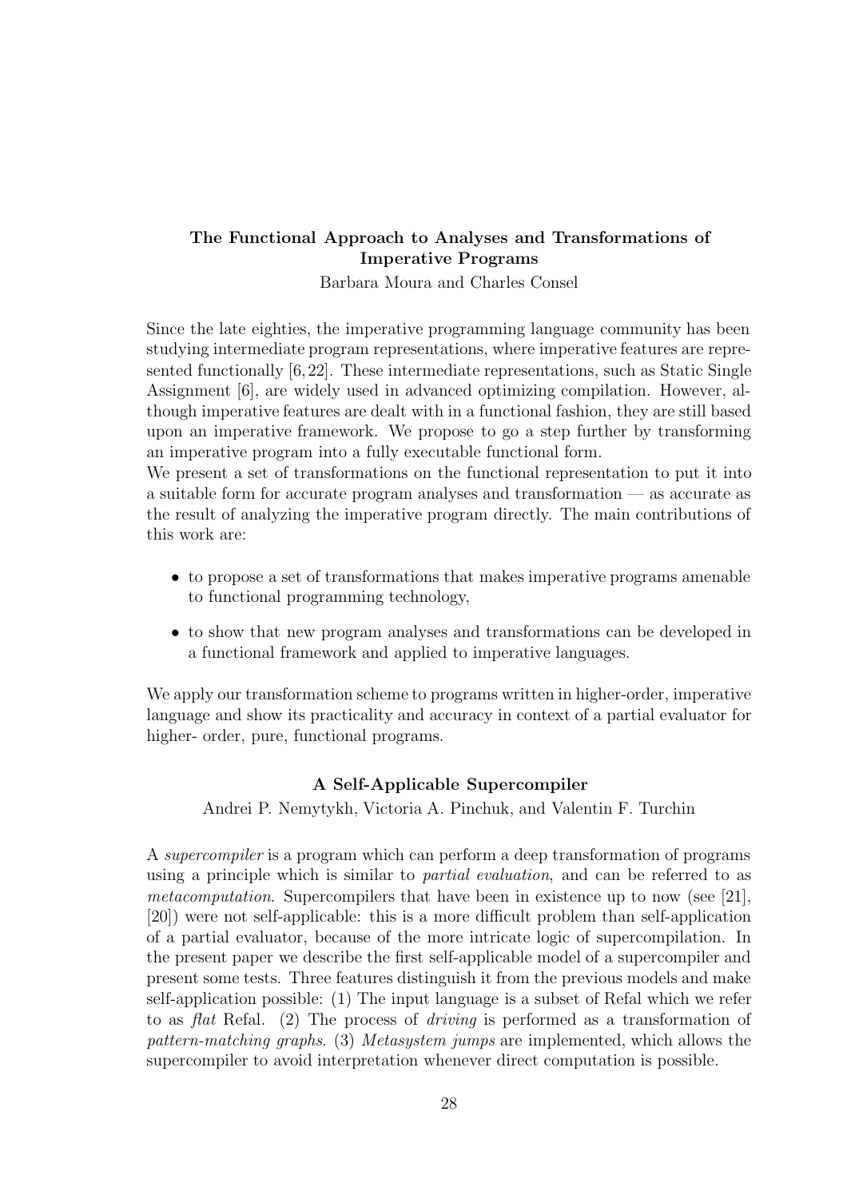### The Functional Approach to Analyses and Transformations of Imperative Programs

Barbara Moura and Charles Consel

Since the late eighties, the imperative programming language community has been studying intermediate program representations, where imperative features are represented functionally [6, 22]. These intermediate representations, such as Static Single Assignment [6], are widely used in advanced optimizing compilation. However, although imperative features are dealt with in a functional fashion, they are still based upon an imperative framework. We propose to go a step further by transforming an imperative program into a fully executable functional form.
We present a set of transformations on the functional representation to put it into a suitable form for accurate program analyses and transformation — as accurate as the result of analyzing the imperative program directly. The main contributions of this work are:

- to propose a set of transformations that makes imperative programs amenable to functional programming technology,
- to show that new program analyses and transformations can be developed in a functional framework and applied to imperative languages.

We apply our transformation scheme to programs written in higher-order, imperative language and show its practicality and accuracy in context of a partial evaluator for higher- order, pure, functional programs.

### A Self-Applicable Supercompiler

Andrei P. Nemytykh, Victoria A. Pinchuk, and Valentin F. Turchin

A *supercompiler* is a program which can perform a deep transformation of programs using a principle which is similar to *partial evaluation*, and can be referred to as *metacomputation*. Supercompilers that have been in existence up to now (see [21], [20]) were not self-applicable: this is a more difficult problem than self-application of a partial evaluator, because of the more intricate logic of supercompilation. In the present paper we describe the first self-applicable model of a supercompiler and present some tests. Three features distinguish it from the previous models and make self-application possible: (1) The input language is a subset of Refal which we refer to as *flat* Refal. (2) The process of *driving* is performed as a transformation of *pattern-matching graphs*. (3) *Metasystem jumps* are implemented, which allows the supercompiler to avoid interpretation whenever direct computation is possible.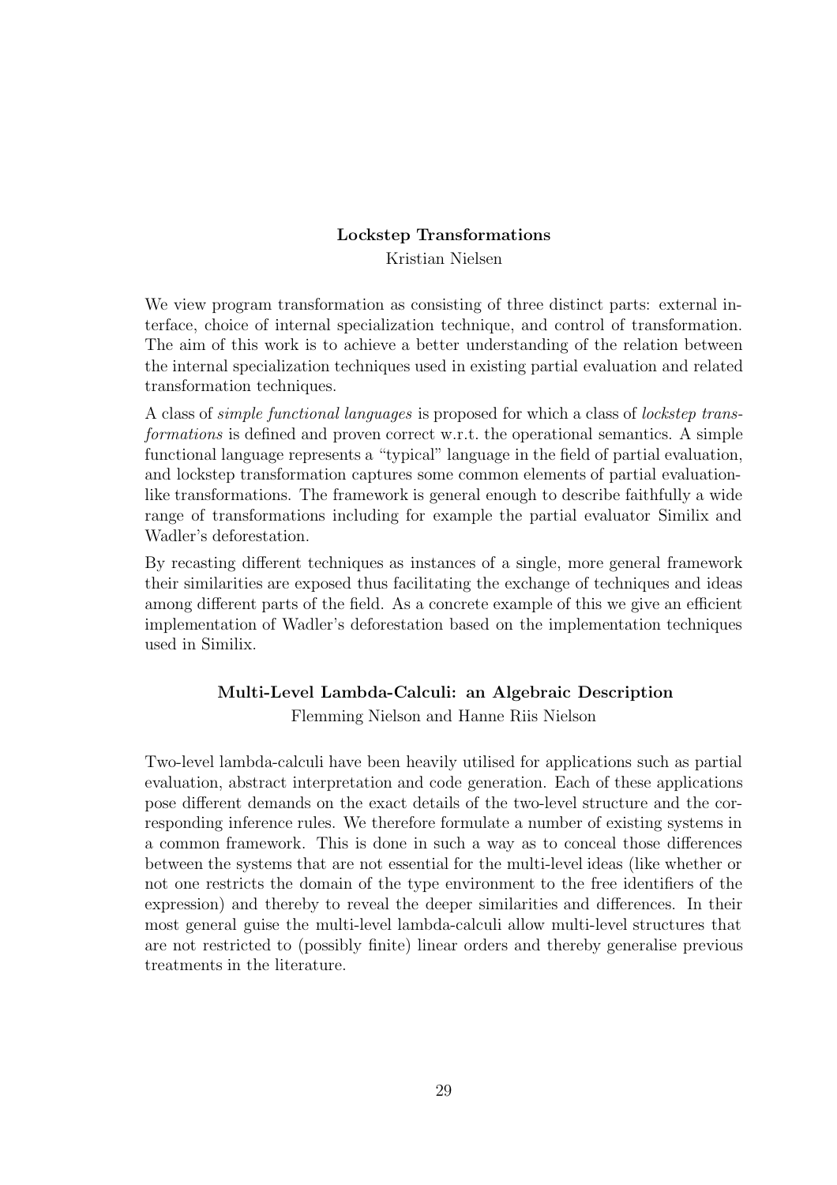## Lockstep Transformations

Kristian Nielsen

We view program transformation as consisting of three distinct parts: external interface, choice of internal specialization technique, and control of transformation. The aim of this work is to achieve a better understanding of the relation between the internal specialization techniques used in existing partial evaluation and related transformation techniques.

A class of *simple functional languages* is proposed for which a class of *lockstep transformations* is defined and proven correct w.r.t. the operational semantics. A simple functional language represents a "typical" language in the field of partial evaluation, and lockstep transformation captures some common elements of partial evaluation-like transformations. The framework is general enough to describe faithfully a wide range of transformations including for example the partial evaluator Similix and Wadler's deforestation.

By recasting different techniques as instances of a single, more general framework their similarities are exposed thus facilitating the exchange of techniques and ideas among different parts of the field. As a concrete example of this we give an efficient implementation of Wadler's deforestation based on the implementation techniques used in Similix.

## Multi-Level Lambda-Calculi: an Algebraic Description

Flemming Nielson and Hanne Riis Nielson

Two-level lambda-calculi have been heavily utilised for applications such as partial evaluation, abstract interpretation and code generation. Each of these applications pose different demands on the exact details of the two-level structure and the corresponding inference rules. We therefore formulate a number of existing systems in a common framework. This is done in such a way as to conceal those differences between the systems that are not essential for the multi-level ideas (like whether or not one restricts the domain of the type environment to the free identifiers of the expression) and thereby to reveal the deeper similarities and differences. In their most general guise the multi-level lambda-calculi allow multi-level structures that are not restricted to (possibly finite) linear orders and thereby generalise previous treatments in the literature.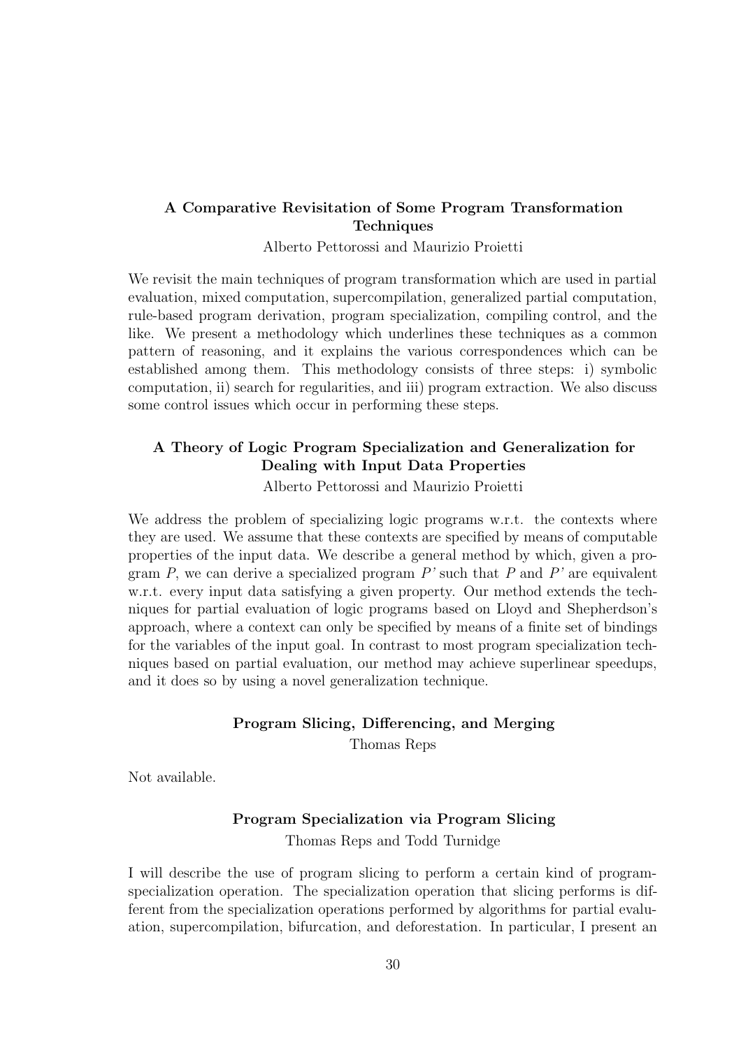### A Comparative Revisitation of Some Program Transformation Techniques

Alberto Pettorossi and Maurizio Proietti

We revisit the main techniques of program transformation which are used in partial evaluation, mixed computation, supercompilation, generalized partial computation, rule-based program derivation, program specialization, compiling control, and the like. We present a methodology which underlines these techniques as a common pattern of reasoning, and it explains the various correspondences which can be established among them. This methodology consists of three steps: i) symbolic computation, ii) search for regularities, and iii) program extraction. We also discuss some control issues which occur in performing these steps.

### A Theory of Logic Program Specialization and Generalization for Dealing with Input Data Properties

Alberto Pettorossi and Maurizio Proietti

We address the problem of specializing logic programs w.r.t. the contexts where they are used. We assume that these contexts are specified by means of computable properties of the input data. We describe a general method by which, given a program $P$, we can derive a specialized program $P'$ such that $P$ and $P'$ are equivalent w.r.t. every input data satisfying a given property. Our method extends the techniques for partial evaluation of logic programs based on Lloyd and Shepherdson's approach, where a context can only be specified by means of a finite set of bindings for the variables of the input goal. In contrast to most program specialization techniques based on partial evaluation, our method may achieve superlinear speedups, and it does so by using a novel generalization technique.

### Program Slicing, Differencing, and Merging

Thomas Reps

Not available.

### Program Specialization via Program Slicing

Thomas Reps and Todd Turnidge

I will describe the use of program slicing to perform a certain kind of program-specialization operation. The specialization operation that slicing performs is different from the specialization operations performed by algorithms for partial evaluation, supercompilation, bifurcation, and deforestation. In particular, I present an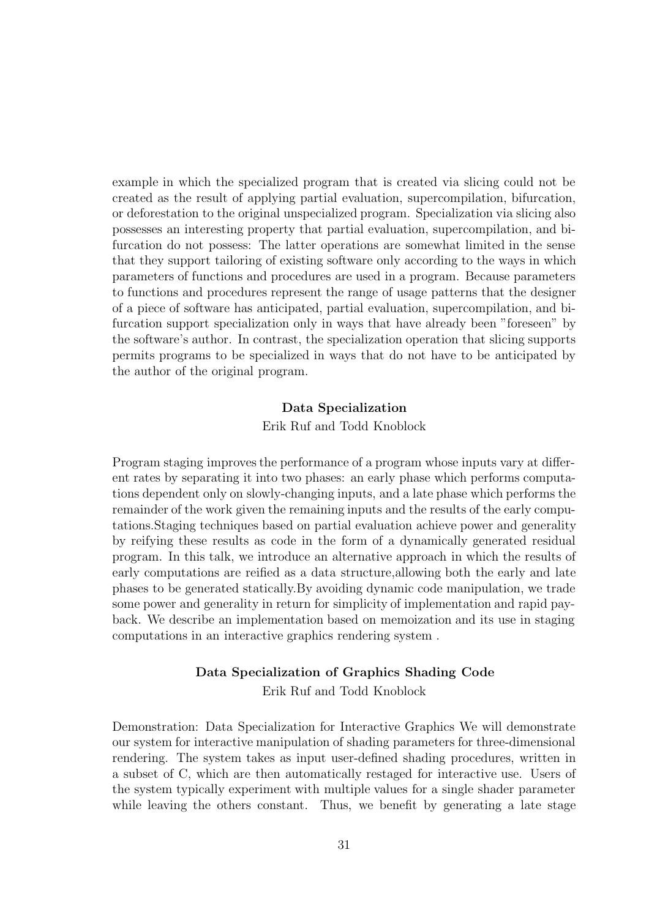example in which the specialized program that is created via slicing could not be created as the result of applying partial evaluation, supercompilation, bifurcation, or deforestation to the original unspecialized program. Specialization via slicing also possesses an interesting property that partial evaluation, supercompilation, and bifurcation do not possess: The latter operations are somewhat limited in the sense that they support tailoring of existing software only according to the ways in which parameters of functions and procedures are used in a program. Because parameters to functions and procedures represent the range of usage patterns that the designer of a piece of software has anticipated, partial evaluation, supercompilation, and bifurcation support specialization only in ways that have already been "foreseen" by the software's author. In contrast, the specialization operation that slicing supports permits programs to be specialized in ways that do not have to be anticipated by the author of the original program.

**Data Specialization**

Erik Ruf and Todd Knoblock

Program staging improves the performance of a program whose inputs vary at different rates by separating it into two phases: an early phase which performs computations dependent only on slowly-changing inputs, and a late phase which performs the remainder of the work given the remaining inputs and the results of the early computations.Staging techniques based on partial evaluation achieve power and generality by reifying these results as code in the form of a dynamically generated residual program. In this talk, we introduce an alternative approach in which the results of early computations are reified as a data structure,allowing both the early and late phases to be generated statically.By avoiding dynamic code manipulation, we trade some power and generality in return for simplicity of implementation and rapid payback. We describe an implementation based on memoization and its use in staging computations in an interactive graphics rendering system .

**Data Specialization of Graphics Shading Code**

Erik Ruf and Todd Knoblock

Demonstration: Data Specialization for Interactive Graphics We will demonstrate our system for interactive manipulation of shading parameters for three-dimensional rendering. The system takes as input user-defined shading procedures, written in a subset of C, which are then automatically restaged for interactive use. Users of the system typically experiment with multiple values for a single shader parameter while leaving the others constant. Thus, we benefit by generating a late stage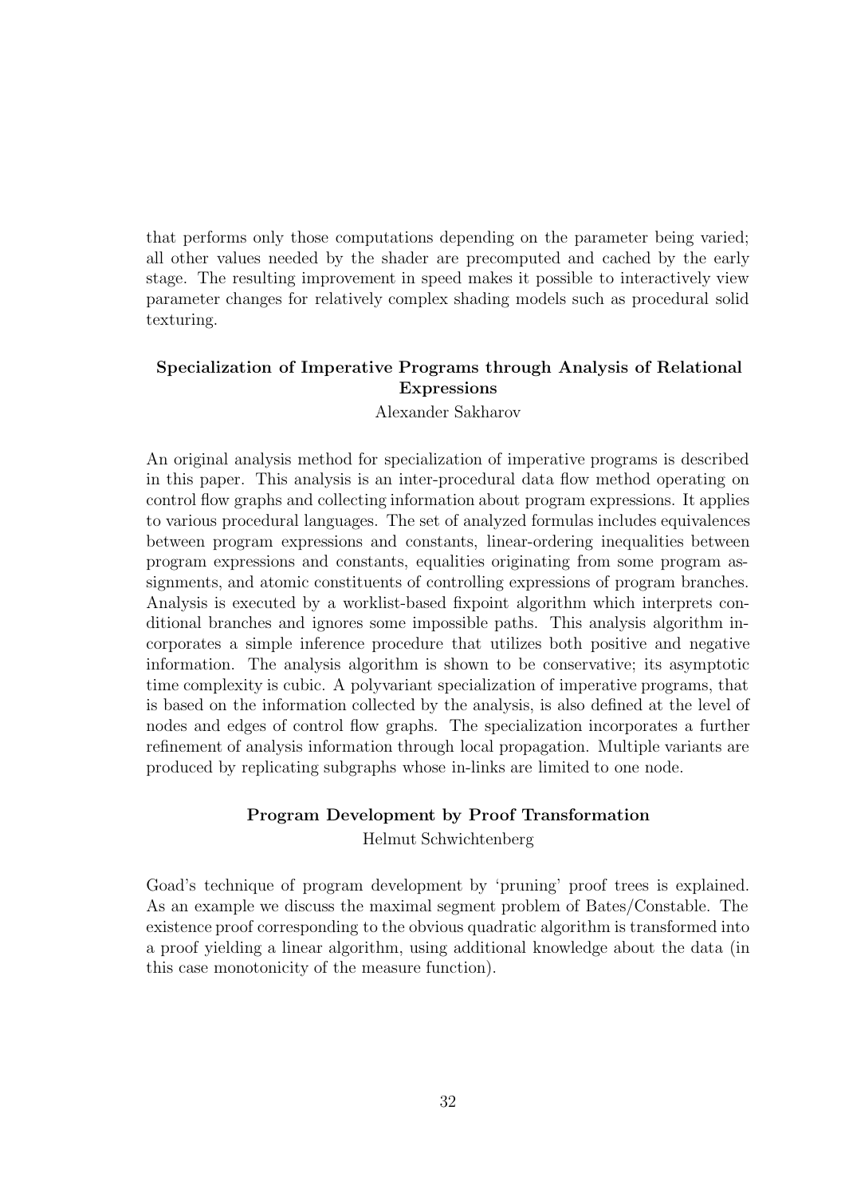that performs only those computations depending on the parameter being varied; all other values needed by the shader are precomputed and cached by the early stage. The resulting improvement in speed makes it possible to interactively view parameter changes for relatively complex shading models such as procedural solid texturing.

### Specialization of Imperative Programs through Analysis of Relational Expressions

Alexander Sakharov

An original analysis method for specialization of imperative programs is described in this paper. This analysis is an inter-procedural data flow method operating on control flow graphs and collecting information about program expressions. It applies to various procedural languages. The set of analyzed formulas includes equivalences between program expressions and constants, linear-ordering inequalities between program expressions and constants, equalities originating from some program assignments, and atomic constituents of controlling expressions of program branches. Analysis is executed by a worklist-based fixpoint algorithm which interprets conditional branches and ignores some impossible paths. This analysis algorithm incorporates a simple inference procedure that utilizes both positive and negative information. The analysis algorithm is shown to be conservative; its asymptotic time complexity is cubic. A polyvariant specialization of imperative programs, that is based on the information collected by the analysis, is also defined at the level of nodes and edges of control flow graphs. The specialization incorporates a further refinement of analysis information through local propagation. Multiple variants are produced by replicating subgraphs whose in-links are limited to one node.

### Program Development by Proof Transformation

Helmut Schwichtenberg

Goad's technique of program development by 'pruning' proof trees is explained. As an example we discuss the maximal segment problem of Bates/Constable. The existence proof corresponding to the obvious quadratic algorithm is transformed into a proof yielding a linear algorithm, using additional knowledge about the data (in this case monotonicity of the measure function).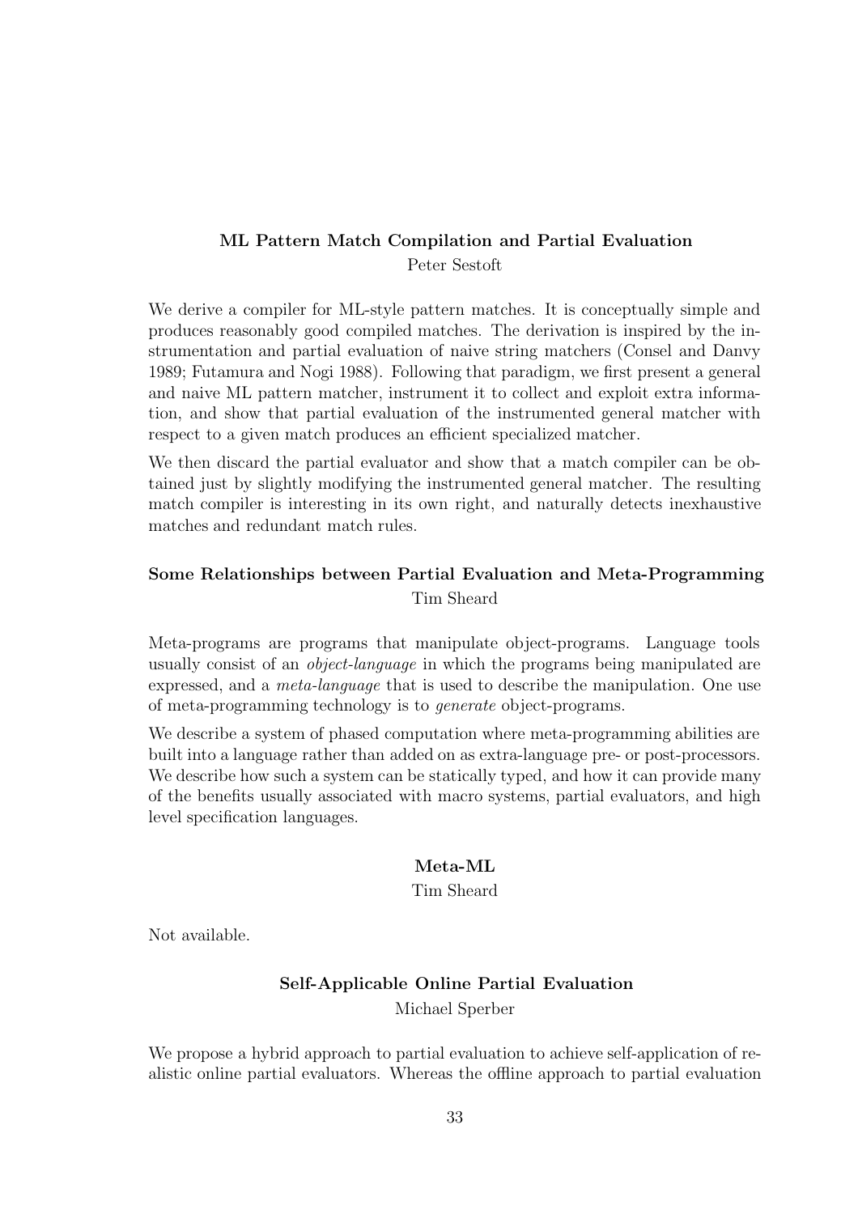### ML Pattern Match Compilation and Partial Evaluation

Peter Sestoft

We derive a compiler for ML-style pattern matches. It is conceptually simple and produces reasonably good compiled matches. The derivation is inspired by the instrumentation and partial evaluation of naive string matchers (Consel and Danvy 1989; Futamura and Nogi 1988). Following that paradigm, we first present a general and naive ML pattern matcher, instrument it to collect and exploit extra information, and show that partial evaluation of the instrumented general matcher with respect to a given match produces an efficient specialized matcher.

We then discard the partial evaluator and show that a match compiler can be obtained just by slightly modifying the instrumented general matcher. The resulting match compiler is interesting in its own right, and naturally detects inexhaustive matches and redundant match rules.

### Some Relationships between Partial Evaluation and Meta-Programming

Tim Sheard

Meta-programs are programs that manipulate object-programs. Language tools usually consist of an *object-language* in which the programs being manipulated are expressed, and a *meta-language* that is used to describe the manipulation. One use of meta-programming technology is to *generate* object-programs.

We describe a system of phased computation where meta-programming abilities are built into a language rather than added on as extra-language pre- or post-processors. We describe how such a system can be statically typed, and how it can provide many of the benefits usually associated with macro systems, partial evaluators, and high level specification languages.

### Meta-ML

Tim Sheard

Not available.

### Self-Applicable Online Partial Evaluation

Michael Sperber

We propose a hybrid approach to partial evaluation to achieve self-application of realistic online partial evaluators. Whereas the offline approach to partial evaluation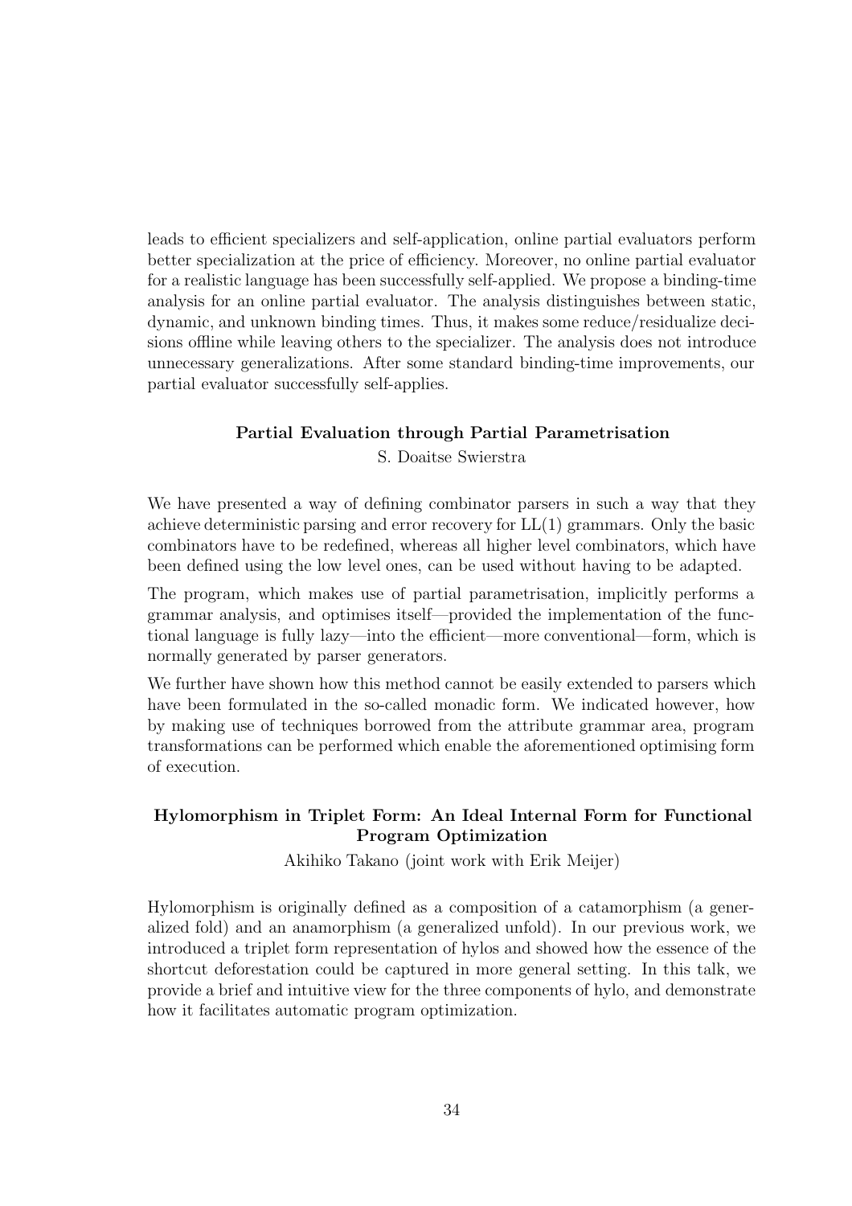leads to efficient specializers and self-application, online partial evaluators perform better specialization at the price of efficiency. Moreover, no online partial evaluator for a realistic language has been successfully self-applied. We propose a binding-time analysis for an online partial evaluator. The analysis distinguishes between static, dynamic, and unknown binding times. Thus, it makes some reduce/residualize decisions offline while leaving others to the specializer. The analysis does not introduce unnecessary generalizations. After some standard binding-time improvements, our partial evaluator successfully self-applies.

### Partial Evaluation through Partial Parametrisation

S. Doaitse Swierstra

We have presented a way of defining combinator parsers in such a way that they achieve deterministic parsing and error recovery for LL(1) grammars. Only the basic combinators have to be redefined, whereas all higher level combinators, which have been defined using the low level ones, can be used without having to be adapted.

The program, which makes use of partial parametrisation, implicitly performs a grammar analysis, and optimises itself—provided the implementation of the functional language is fully lazy—into the efficient—more conventional—form, which is normally generated by parser generators.

We further have shown how this method cannot be easily extended to parsers which have been formulated in the so-called monadic form. We indicated however, how by making use of techniques borrowed from the attribute grammar area, program transformations can be performed which enable the aforementioned optimising form of execution.

### Hylomorphism in Triplet Form: An Ideal Internal Form for Functional Program Optimization

Akihiko Takano (joint work with Erik Meijer)

Hylomorphism is originally defined as a composition of a catamorphism (a generalized fold) and an anamorphism (a generalized unfold). In our previous work, we introduced a triplet form representation of hylos and showed how the essence of the shortcut deforestation could be captured in more general setting. In this talk, we provide a brief and intuitive view for the three components of hylo, and demonstrate how it facilitates automatic program optimization.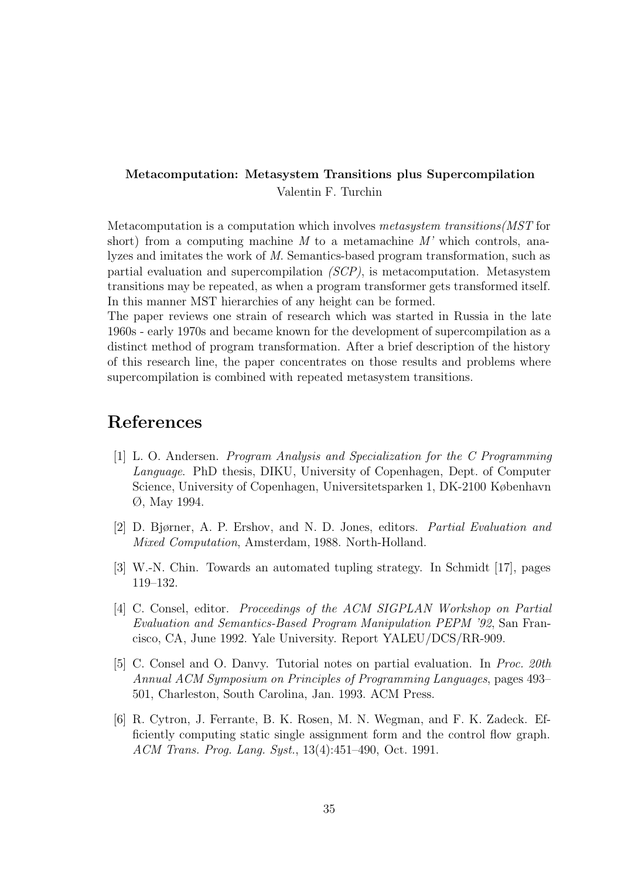**Metacomputation: Metasystem Transitions plus Supercompilation**
Valentin F. Turchin

Metacomputation is a computation which involves *metasystem transitions(MST* for short) from a computing machine *M* to a metamachine *M'* which controls, analyzes and imitates the work of *M*. Semantics-based program transformation, such as partial evaluation and supercompilation *(SCP)*, is metacomputation. Metasystem transitions may be repeated, as when a program transformer gets transformed itself. In this manner MST hierarchies of any height can be formed.
The paper reviews one strain of research which was started in Russia in the late 1960s - early 1970s and became known for the development of supercompilation as a distinct method of program transformation. After a brief description of the history of this research line, the paper concentrates on those results and problems where supercompilation is combined with repeated metasystem transitions.

# References

[1] L. O. Andersen. *Program Analysis and Specialization for the C Programming Language*. PhD thesis, DIKU, University of Copenhagen, Dept. of Computer Science, University of Copenhagen, Universitetsparken 1, DK-2100 København Ø, May 1994.

[2] D. Bjørner, A. P. Ershov, and N. D. Jones, editors. *Partial Evaluation and Mixed Computation*, Amsterdam, 1988. North-Holland.

[3] W.-N. Chin. Towards an automated tupling strategy. In Schmidt [17], pages 119–132.

[4] C. Consel, editor. *Proceedings of the ACM SIGPLAN Workshop on Partial Evaluation and Semantics-Based Program Manipulation PEPM '92*, San Francisco, CA, June 1992. Yale University. Report YALEU/DCS/RR-909.

[5] C. Consel and O. Danvy. Tutorial notes on partial evaluation. In *Proc. 20th Annual ACM Symposium on Principles of Programming Languages*, pages 493–501, Charleston, South Carolina, Jan. 1993. ACM Press.

[6] R. Cytron, J. Ferrante, B. K. Rosen, M. N. Wegman, and F. K. Zadeck. Efficiently computing static single assignment form and the control flow graph. *ACM Trans. Prog. Lang. Syst.*, 13(4):451–490, Oct. 1991.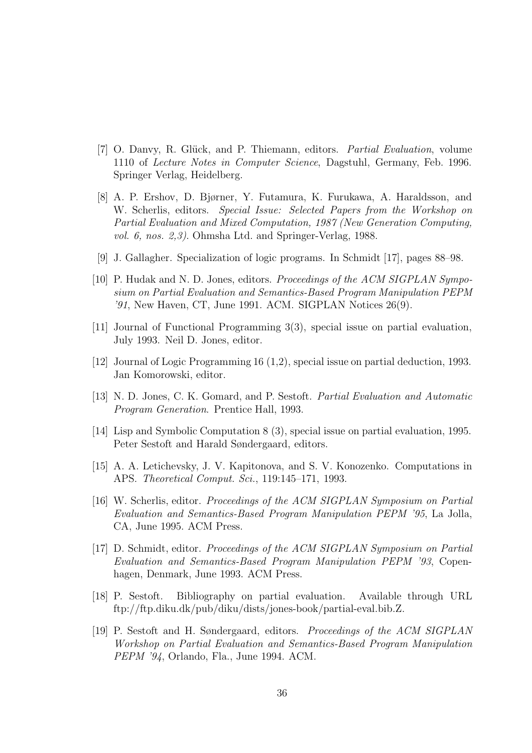[7] O. Danvy, R. Glück, and P. Thiemann, editors. *Partial Evaluation*, volume 1110 of *Lecture Notes in Computer Science*, Dagstuhl, Germany, Feb. 1996. Springer Verlag, Heidelberg.

[8] A. P. Ershov, D. Bjørner, Y. Futamura, K. Furukawa, A. Haraldsson, and W. Scherlis, editors. *Special Issue: Selected Papers from the Workshop on Partial Evaluation and Mixed Computation, 1987 (New Generation Computing, vol. 6, nos. 2,3)*. Ohmsha Ltd. and Springer-Verlag, 1988.

[9] J. Gallagher. Specialization of logic programs. In Schmidt [17], pages 88–98.

[10] P. Hudak and N. D. Jones, editors. *Proceedings of the ACM SIGPLAN Symposium on Partial Evaluation and Semantics-Based Program Manipulation PEPM '91*, New Haven, CT, June 1991. ACM. SIGPLAN Notices 26(9).

[11] Journal of Functional Programming 3(3), special issue on partial evaluation, July 1993. Neil D. Jones, editor.

[12] Journal of Logic Programming 16 (1,2), special issue on partial deduction, 1993. Jan Komorowski, editor.

[13] N. D. Jones, C. K. Gomard, and P. Sestoft. *Partial Evaluation and Automatic Program Generation*. Prentice Hall, 1993.

[14] Lisp and Symbolic Computation 8 (3), special issue on partial evaluation, 1995. Peter Sestoft and Harald Søndergaard, editors.

[15] A. A. Letichevsky, J. V. Kapitonova, and S. V. Konozenko. Computations in APS. *Theoretical Comput. Sci.*, 119:145–171, 1993.

[16] W. Scherlis, editor. *Proceedings of the ACM SIGPLAN Symposium on Partial Evaluation and Semantics-Based Program Manipulation PEPM '95*, La Jolla, CA, June 1995. ACM Press.

[17] D. Schmidt, editor. *Proceedings of the ACM SIGPLAN Symposium on Partial Evaluation and Semantics-Based Program Manipulation PEPM '93*, Copenhagen, Denmark, June 1993. ACM Press.

[18] P. Sestoft. Bibliography on partial evaluation. Available through URL ftp://ftp.diku.dk/pub/diku/dists/jones-book/partial-eval.bib.Z.

[19] P. Sestoft and H. Søndergaard, editors. *Proceedings of the ACM SIGPLAN Workshop on Partial Evaluation and Semantics-Based Program Manipulation PEPM '94*, Orlando, Fla., June 1994. ACM.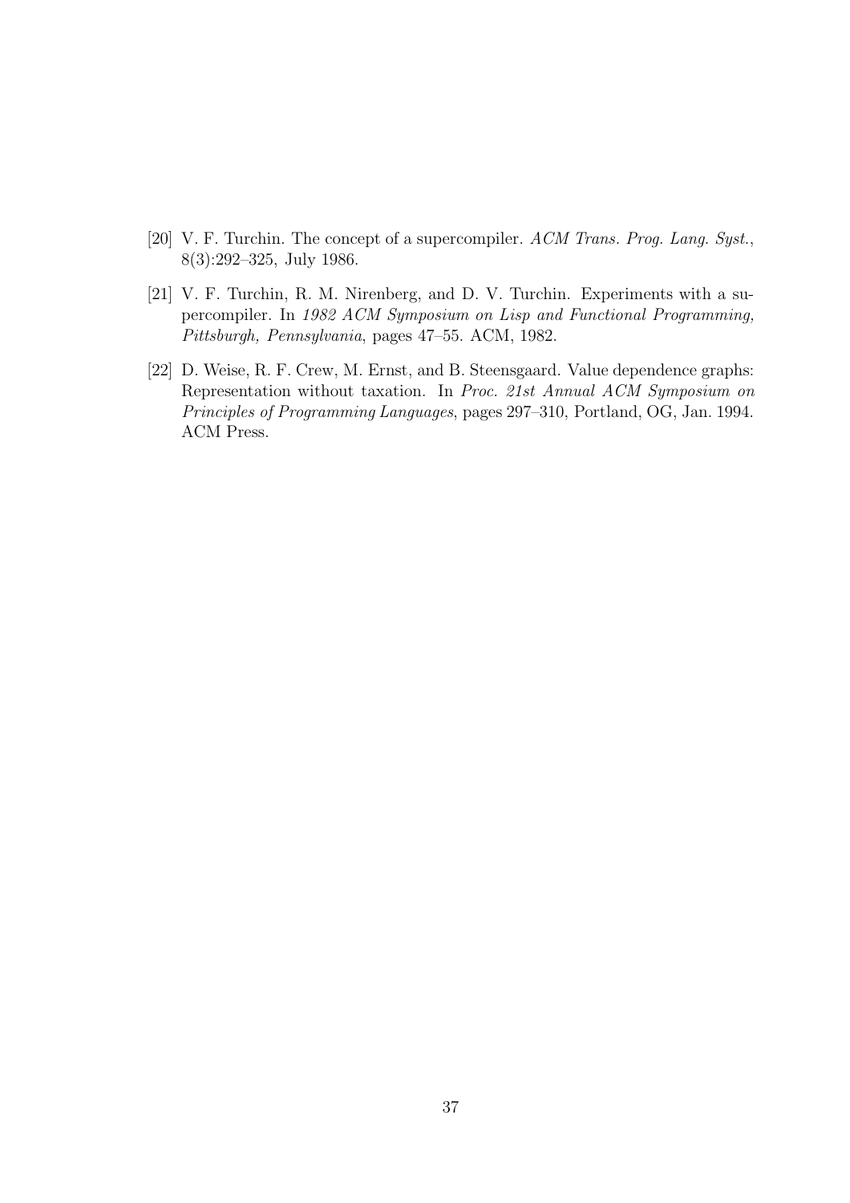[20] V. F. Turchin. The concept of a supercompiler. *ACM Trans. Prog. Lang. Syst.*, 8(3):292–325, July 1986.

[21] V. F. Turchin, R. M. Nirenberg, and D. V. Turchin. Experiments with a supercompiler. In *1982 ACM Symposium on Lisp and Functional Programming, Pittsburgh, Pennsylvania*, pages 47–55. ACM, 1982.

[22] D. Weise, R. F. Crew, M. Ernst, and B. Steensgaard. Value dependence graphs: Representation without taxation. In *Proc. 21st Annual ACM Symposium on Principles of Programming Languages*, pages 297–310, Portland, OG, Jan. 1994. ACM Press.